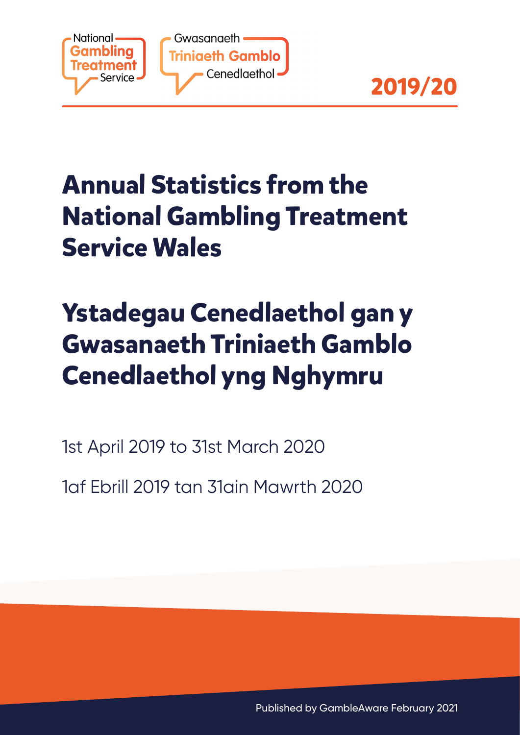National Gambling Treatment Service

Gwasanaeth Triniaeth Gamblo Cenedlaethol

**2019/20**

# Annual Statistics from the National Gambling Treatment Service Wales

# Ystadegau Cenedlaethol gan y Gwasanaeth Triniaeth Gamblo Cenedlaethol yng Nghymru

1st April 2019 to 31st March 2020

1af Ebrill 2019 tan 31ain Mawrth 2020

Published by GambleAware February 2021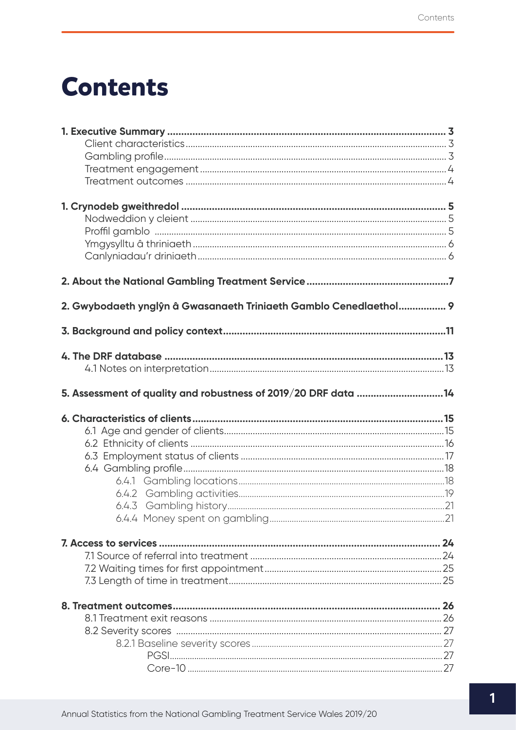# Contents

**1. Executive Summary** .................................................................... **3**
- Client characteristics .................................................................... 3
- Gambling profile .................................................................... 3
- Treatment engagement .................................................................... 4
- Treatment outcomes .................................................................... 4

**1. Crynodeb gweithredol** .................................................................... **5**
- Nodweddion y cleient .................................................................... 5
- Proffil gamblo .................................................................... 5
- Ymgysylltu â thriniaeth .................................................................... 6
- Canlyniadau'r driniaeth .................................................................... 6

**2. About the National Gambling Treatment Service** .................................................................... **7**

**2. Gwybodaeth ynglŷn â Gwasanaeth Triniaeth Gamblo Cenedlaethol** .................................................................... **9**

**3. Background and policy context** .................................................................... **11**

**4. The DRF database** .................................................................... **13**
- 4.1 Notes on interpretation .................................................................... 13

**5. Assessment of quality and robustness of 2019/20 DRF data** .................................................................... **14**

**6. Characteristics of clients** .................................................................... **15**
- 6.1 Age and gender of clients .................................................................... 15
- 6.2 Ethnicity of clients .................................................................... 16
- 6.3 Employment status of clients .................................................................... 17
- 6.4 Gambling profile .................................................................... 18
  - 6.4.1 Gambling locations .................................................................... 18
  - 6.4.2 Gambling activities .................................................................... 19
  - 6.4.3 Gambling history .................................................................... 21
  - 6.4.4 Money spent on gambling .................................................................... 21

**7. Access to services** .................................................................... **24**
- 7.1 Source of referral into treatment .................................................................... 24
- 7.2 Waiting times for first appointment .................................................................... 25
- 7.3 Length of time in treatment .................................................................... 25

**8. Treatment outcomes** .................................................................... **26**
- 8.1 Treatment exit reasons .................................................................... 26
- 8.2 Severity scores .................................................................... 27
  - 8.2.1 Baseline severity scores .................................................................... 27
    - PGSI .................................................................... 27
    - Core-10 .................................................................... 27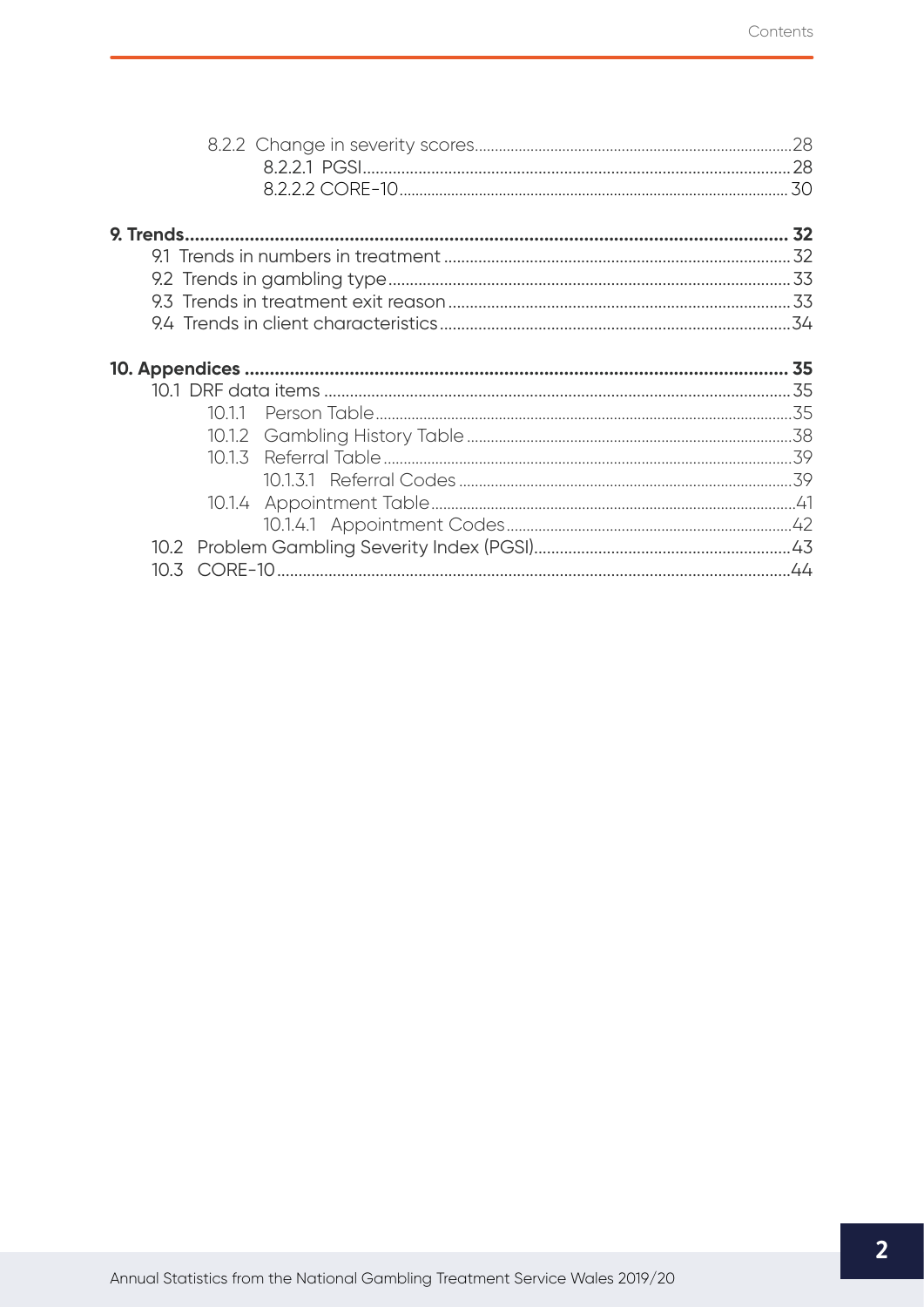8.2.2 Change in severity scores ..... 28

8.2.2.1 PGSI ..... 28

8.2.2.2 CORE-10 ..... 30

**9. Trends ..... 32**

9.1 Trends in numbers in treatment ..... 32

9.2 Trends in gambling type ..... 33

9.3 Trends in treatment exit reason ..... 33

9.4 Trends in client characteristics ..... 34

**10. Appendices ..... 35**

10.1 DRF data items ..... 35

10.1.1 Person Table ..... 35

10.1.2 Gambling History Table ..... 38

10.1.3 Referral Table ..... 39

10.1.3.1 Referral Codes ..... 39

10.1.4 Appointment Table ..... 41

10.1.4.1 Appointment Codes ..... 42

10.2 Problem Gambling Severity Index (PGSI) ..... 43

10.3 CORE-10 ..... 44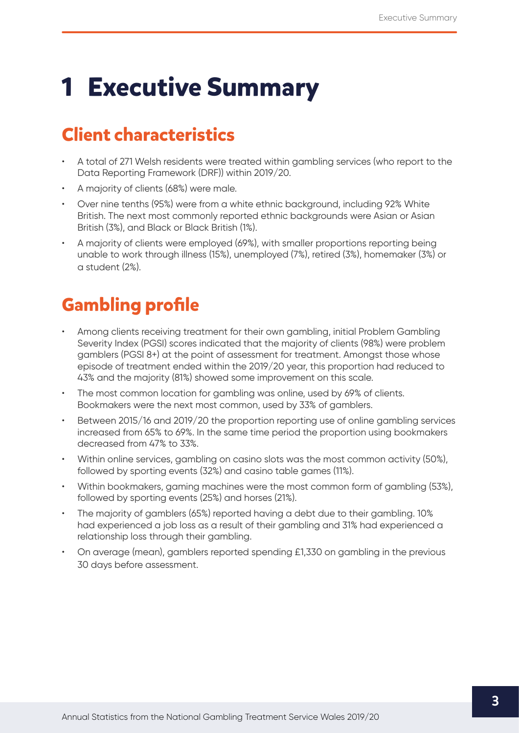# 1 Executive Summary

## Client characteristics

- A total of 271 Welsh residents were treated within gambling services (who report to the Data Reporting Framework (DRF)) within 2019/20.
- A majority of clients (68%) were male.
- Over nine tenths (95%) were from a white ethnic background, including 92% White British. The next most commonly reported ethnic backgrounds were Asian or Asian British (3%), and Black or Black British (1%).
- A majority of clients were employed (69%), with smaller proportions reporting being unable to work through illness (15%), unemployed (7%), retired (3%), homemaker (3%) or a student (2%).

## Gambling profile

- Among clients receiving treatment for their own gambling, initial Problem Gambling Severity Index (PGSI) scores indicated that the majority of clients (98%) were problem gamblers (PGSI 8+) at the point of assessment for treatment. Amongst those whose episode of treatment ended within the 2019/20 year, this proportion had reduced to 43% and the majority (81%) showed some improvement on this scale.
- The most common location for gambling was online, used by 69% of clients. Bookmakers were the next most common, used by 33% of gamblers.
- Between 2015/16 and 2019/20 the proportion reporting use of online gambling services increased from 65% to 69%. In the same time period the proportion using bookmakers decreased from 47% to 33%.
- Within online services, gambling on casino slots was the most common activity (50%), followed by sporting events (32%) and casino table games (11%).
- Within bookmakers, gaming machines were the most common form of gambling (53%), followed by sporting events (25%) and horses (21%).
- The majority of gamblers (65%) reported having a debt due to their gambling. 10% had experienced a job loss as a result of their gambling and 31% had experienced a relationship loss through their gambling.
- On average (mean), gamblers reported spending £1,330 on gambling in the previous 30 days before assessment.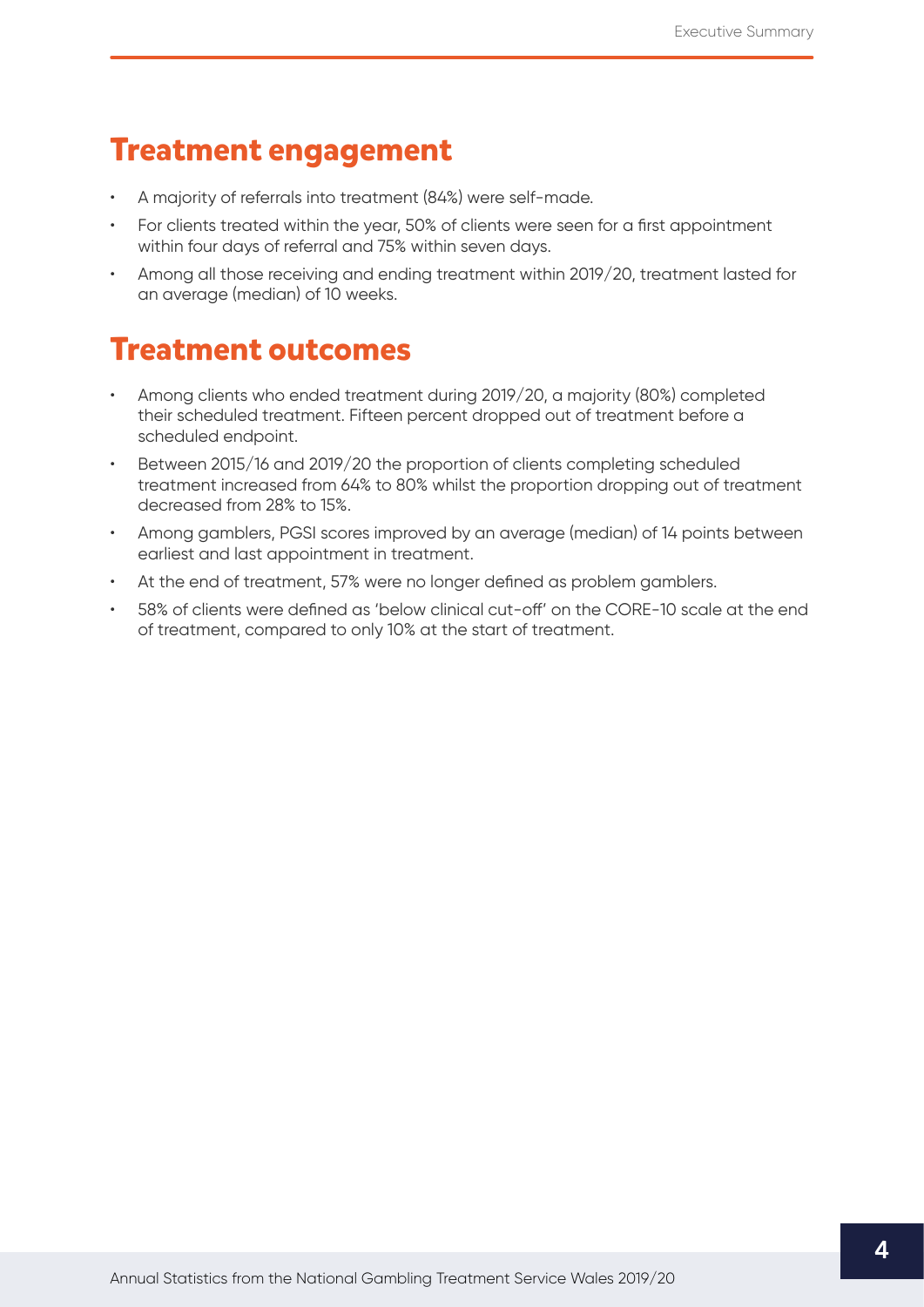## Treatment engagement

- A majority of referrals into treatment (84%) were self-made.
- For clients treated within the year, 50% of clients were seen for a first appointment within four days of referral and 75% within seven days.
- Among all those receiving and ending treatment within 2019/20, treatment lasted for an average (median) of 10 weeks.

## Treatment outcomes

- Among clients who ended treatment during 2019/20, a majority (80%) completed their scheduled treatment. Fifteen percent dropped out of treatment before a scheduled endpoint.
- Between 2015/16 and 2019/20 the proportion of clients completing scheduled treatment increased from 64% to 80% whilst the proportion dropping out of treatment decreased from 28% to 15%.
- Among gamblers, PGSI scores improved by an average (median) of 14 points between earliest and last appointment in treatment.
- At the end of treatment, 57% were no longer defined as problem gamblers.
- 58% of clients were defined as 'below clinical cut-off' on the CORE-10 scale at the end of treatment, compared to only 10% at the start of treatment.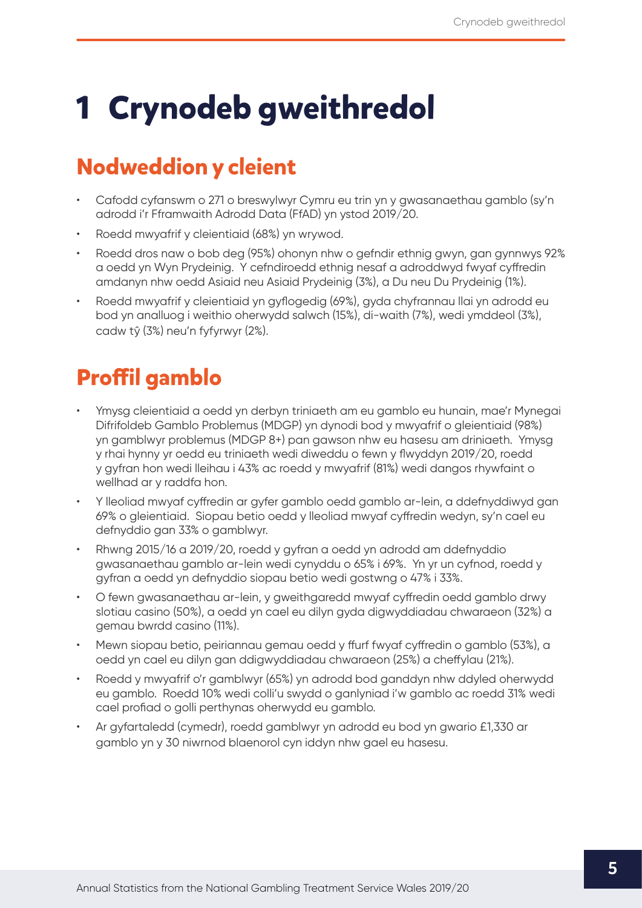# 1 Crynodeb gweithredol

## Nodweddion y cleient

- Cafodd cyfanswm o 271 o breswylwyr Cymru eu trin yn y gwasanaethau gamblo (sy'n adrodd i'r Fframwaith Adrodd Data (FfAD) yn ystod 2019/20.
- Roedd mwyafrif y cleientiaid (68%) yn wrywod.
- Roedd dros naw o bob deg (95%) ohonyn nhw o gefndir ethnig gwyn, gan gynnwys 92% a oedd yn Wyn Prydeinig. Y cefndiroedd ethnig nesaf a adroddwyd fwyaf cyffredin amdanyn nhw oedd Asiaid neu Asiaid Prydeinig (3%), a Du neu Du Prydeinig (1%).
- Roedd mwyafrif y cleientiaid yn gyflogedig (69%), gyda chyfrannau llai yn adrodd eu bod yn analluog i weithio oherwydd salwch (15%), di-waith (7%), wedi ymddeol (3%), cadw tŷ (3%) neu'n fyfyrwyr (2%).

## Proffil gamblo

- Ymysg cleientiaid a oedd yn derbyn triniaeth am eu gamblo eu hunain, mae'r Mynegai Difrifoldeb Gamblo Problemus (MDGP) yn dynodi bod y mwyafrif o gleientiaid (98%) yn gamblwyr problemus (MDGP 8+) pan gawson nhw eu hasesu am driniaeth. Ymysg y rhai hynny yr oedd eu triniaeth wedi diweddu o fewn y flwyddyn 2019/20, roedd y gyfran hon wedi lleihau i 43% ac roedd y mwyafrif (81%) wedi dangos rhywfaint o wellhad ar y raddfa hon.
- Y lleoliad mwyaf cyffredin ar gyfer gamblo oedd gamblo ar-lein, a ddefnyddiwyd gan 69% o gleientiaid. Siopau betio oedd y lleoliad mwyaf cyffredin wedyn, sy'n cael eu defnyddio gan 33% o gamblwyr.
- Rhwng 2015/16 a 2019/20, roedd y gyfran a oedd yn adrodd am ddefnyddio gwasanaethau gamblo ar-lein wedi cynyddu o 65% i 69%. Yn yr un cyfnod, roedd y gyfran a oedd yn defnyddio siopau betio wedi gostwng o 47% i 33%.
- O fewn gwasanaethau ar-lein, y gweithgaredd mwyaf cyffredin oedd gamblo drwy slotiau casino (50%), a oedd yn cael eu dilyn gyda digwyddiadau chwaraeon (32%) a gemau bwrdd casino (11%).
- Mewn siopau betio, peiriannau gemau oedd y ffurf fwyaf cyffredin o gamblo (53%), a oedd yn cael eu dilyn gan ddigwyddiadau chwaraeon (25%) a cheffylau (21%).
- Roedd y mwyafrif o'r gamblwyr (65%) yn adrodd bod ganddyn nhw ddyled oherwydd eu gamblo. Roedd 10% wedi colli'u swydd o ganlyniad i'w gamblo ac roedd 31% wedi cael profiad o golli perthynas oherwydd eu gamblo.
- Ar gyfartaledd (cymedr), roedd gamblwyr yn adrodd eu bod yn gwario £1,330 ar gamblo yn y 30 niwrnod blaenorol cyn iddyn nhw gael eu hasesu.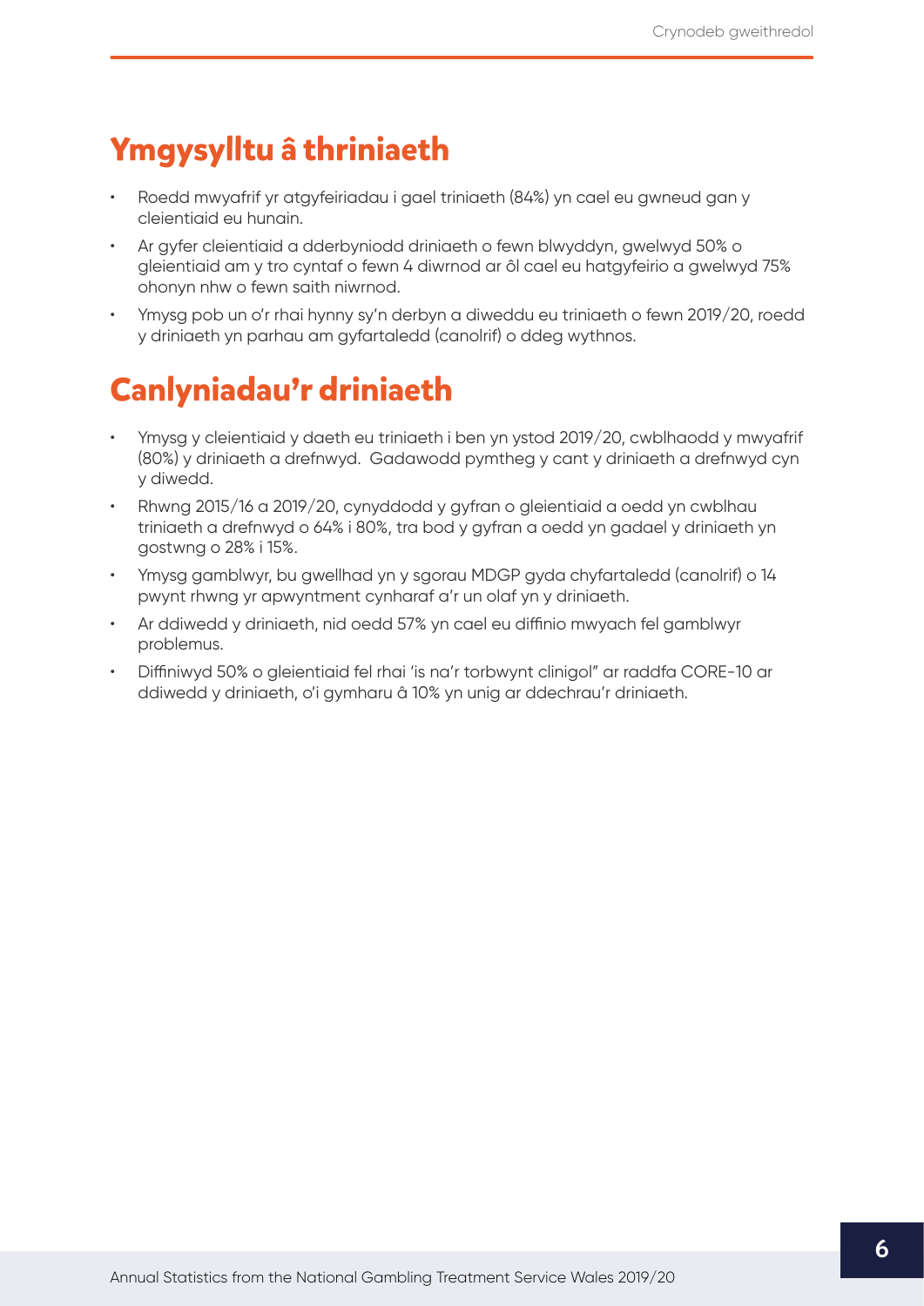## Ymgysylltu â thriniaeth

- Roedd mwyafrif yr atgyfeiriadau i gael triniaeth (84%) yn cael eu gwneud gan y cleientiaid eu hunain.
- Ar gyfer cleientiaid a dderbyniodd driniaeth o fewn blwyddyn, gwelwyd 50% o gleientiaid am y tro cyntaf o fewn 4 diwrnod ar ôl cael eu hatgyfeirio a gwelwyd 75% ohonyn nhw o fewn saith niwrnod.
- Ymysg pob un o'r rhai hynny sy'n derbyn a diweddu eu triniaeth o fewn 2019/20, roedd y driniaeth yn parhau am gyfartaledd (canolrif) o ddeg wythnos.

## Canlyniadau'r driniaeth

- Ymysg y cleientiaid y daeth eu triniaeth i ben yn ystod 2019/20, cwblhaodd y mwyafrif (80%) y driniaeth a drefnwyd. Gadawodd pymtheg y cant y driniaeth a drefnwyd cyn y diwedd.
- Rhwng 2015/16 a 2019/20, cynyddodd y gyfran o gleientiaid a oedd yn cwblhau triniaeth a drefnwyd o 64% i 80%, tra bod y gyfran a oedd yn gadael y driniaeth yn gostwng o 28% i 15%.
- Ymysg gamblwyr, bu gwellhad yn y sgorau MDGP gyda chyfartaledd (canolrif) o 14 pwynt rhwng yr apwyntment cynharaf a'r un olaf yn y driniaeth.
- Ar ddiwedd y driniaeth, nid oedd 57% yn cael eu diffinio mwyach fel gamblwyr problemus.
- Diffiniwyd 50% o gleientiaid fel rhai 'is na'r torbwynt clinigol" ar raddfa CORE-10 ar ddiwedd y driniaeth, o'i gymharu â 10% yn unig ar ddechrau'r driniaeth.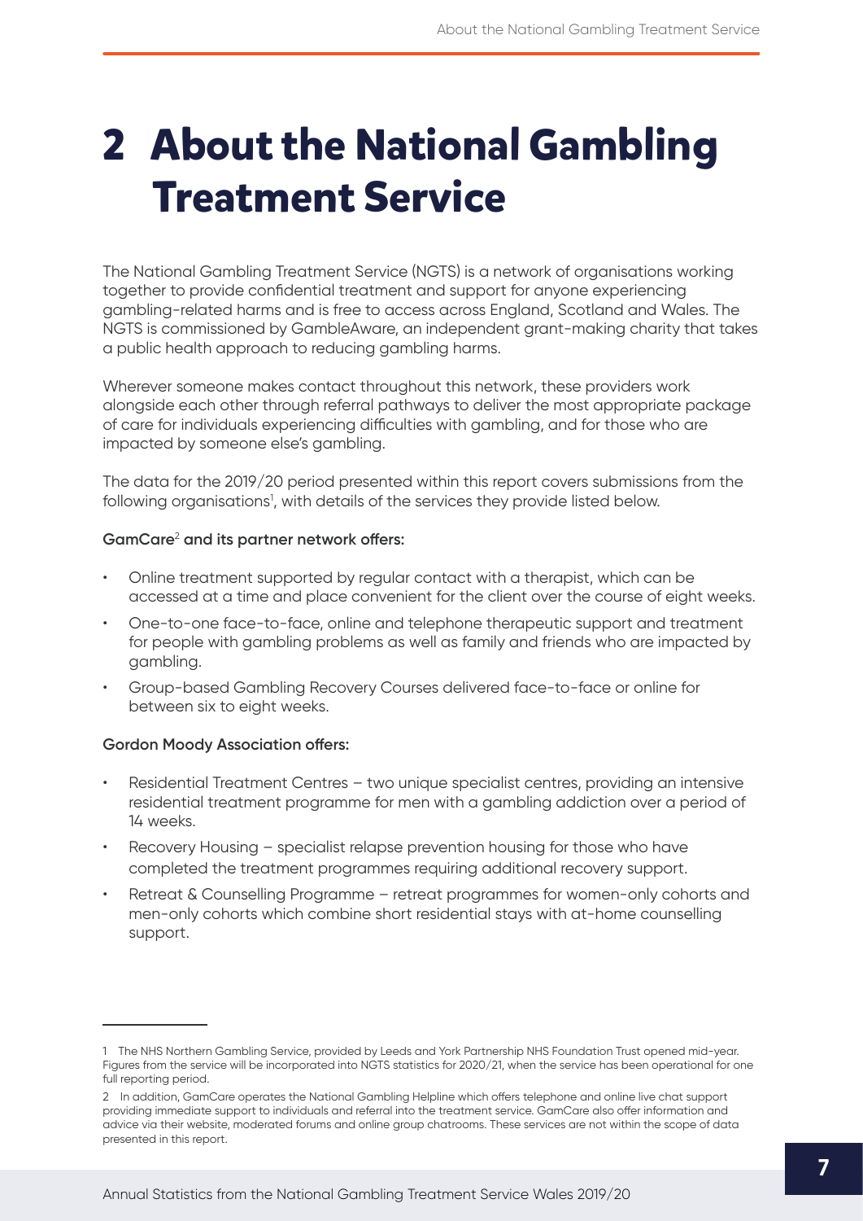# 2 About the National Gambling Treatment Service

The National Gambling Treatment Service (NGTS) is a network of organisations working together to provide confidential treatment and support for anyone experiencing gambling-related harms and is free to access across England, Scotland and Wales. The NGTS is commissioned by GambleAware, an independent grant-making charity that takes a public health approach to reducing gambling harms.

Wherever someone makes contact throughout this network, these providers work alongside each other through referral pathways to deliver the most appropriate package of care for individuals experiencing difficulties with gambling, and for those who are impacted by someone else's gambling.

The data for the 2019/20 period presented within this report covers submissions from the following organisations[1], with details of the services they provide listed below.

**GamCare[2] and its partner network offers:**

- Online treatment supported by regular contact with a therapist, which can be accessed at a time and place convenient for the client over the course of eight weeks.
- One-to-one face-to-face, online and telephone therapeutic support and treatment for people with gambling problems as well as family and friends who are impacted by gambling.
- Group-based Gambling Recovery Courses delivered face-to-face or online for between six to eight weeks.

**Gordon Moody Association offers:**

- Residential Treatment Centres – two unique specialist centres, providing an intensive residential treatment programme for men with a gambling addiction over a period of 14 weeks.
- Recovery Housing – specialist relapse prevention housing for those who have completed the treatment programmes requiring additional recovery support.
- Retreat & Counselling Programme – retreat programmes for women-only cohorts and men-only cohorts which combine short residential stays with at-home counselling support.

---

1 The NHS Northern Gambling Service, provided by Leeds and York Partnership NHS Foundation Trust opened mid-year. Figures from the service will be incorporated into NGTS statistics for 2020/21, when the service has been operational for one full reporting period.

2 In addition, GamCare operates the National Gambling Helpline which offers telephone and online live chat support providing immediate support to individuals and referral into the treatment service. GamCare also offer information and advice via their website, moderated forums and online group chatrooms. These services are not within the scope of data presented in this report.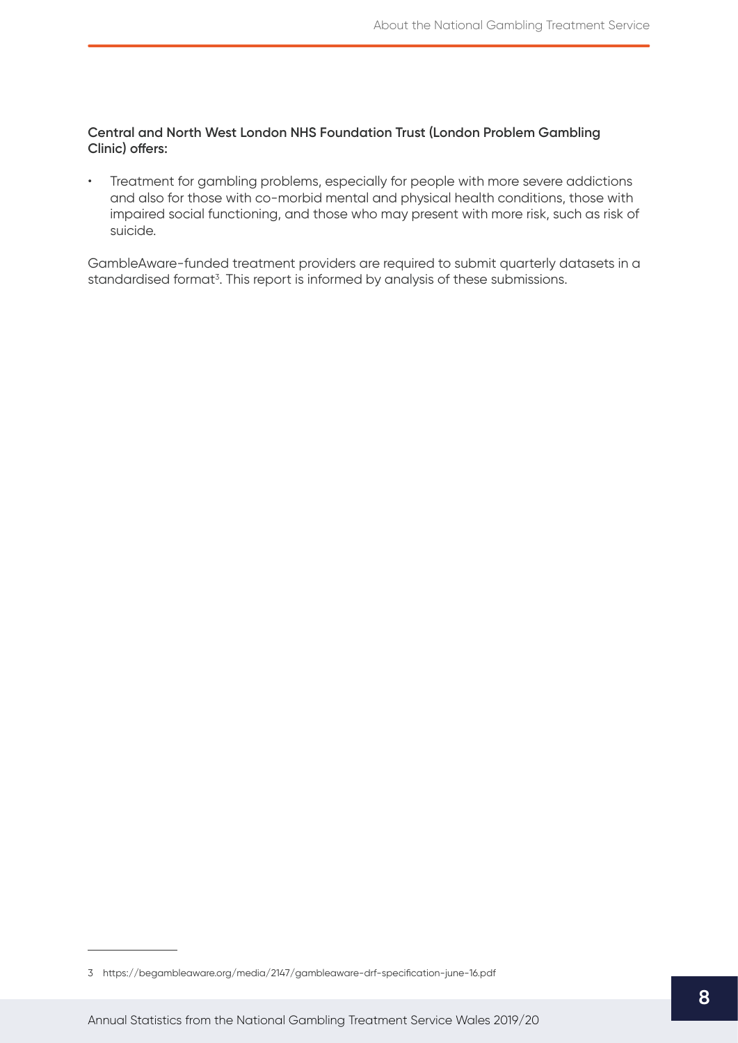**Central and North West London NHS Foundation Trust (London Problem Gambling Clinic) offers:**

- Treatment for gambling problems, especially for people with more severe addictions and also for those with co-morbid mental and physical health conditions, those with impaired social functioning, and those who may present with more risk, such as risk of suicide.

GambleAware-funded treatment providers are required to submit quarterly datasets in a standardised format[3]. This report is informed by analysis of these submissions.

---

[3] https://begambleaware.org/media/2147/gambleaware-drf-specification-june-16.pdf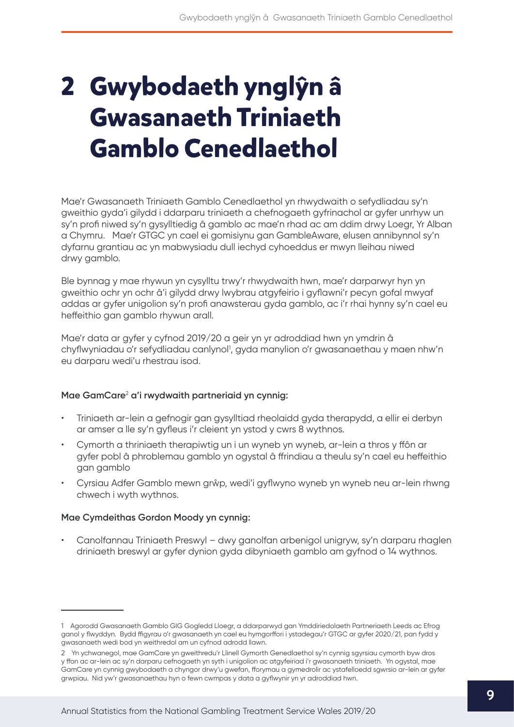# 2 Gwybodaeth ynglŷn â Gwasanaeth Triniaeth Gamblo Cenedlaethol

Mae'r Gwasanaeth Triniaeth Gamblo Cenedlaethol yn rhwydwaith o sefydliadau sy'n gweithio gyda'i gilydd i ddarparu triniaeth a chefnogaeth gyfrinachol ar gyfer unrhyw un sy'n profi niwed sy'n gysylltiedig â gamblo ac mae'n rhad ac am ddim drwy Loegr, Yr Alban a Chymru. Mae'r GTGC yn cael ei gomisiynu gan GambleAware, elusen annibynnol sy'n dyfarnu grantiau ac yn mabwysiadu dull iechyd cyhoeddus er mwyn lleihau niwed drwy gamblo.

Ble bynnag y mae rhywun yn cysylltu trwy'r rhwydwaith hwn, mae'r darparwyr hyn yn gweithio ochr yn ochr â'i gilydd drwy lwybrau atgyfeirio i gyflawni'r pecyn gofal mwyaf addas ar gyfer unigolion sy'n profi anawsterau gyda gamblo, ac i'r rhai hynny sy'n cael eu heffeithio gan gamblo rhywun arall.

Mae'r data ar gyfer y cyfnod 2019/20 a geir yn yr adroddiad hwn yn ymdrin â chyflwyniadau o'r sefydliadau canlynol[1], gyda manylion o'r gwasanaethau y maen nhw'n eu darparu wedi'u rhestrau isod.

**Mae GamCare[2] a'i rwydwaith partneriaid yn cynnig:**

- Triniaeth ar-lein a gefnogir gan gysylltiad rheolaidd gyda therapydd, a ellir ei derbyn ar amser a lle sy'n gyfleus i'r cleient yn ystod y cwrs 8 wythnos.
- Cymorth a thriniaeth therapiwtig un i un wyneb yn wyneb, ar-lein a thros y ffôn ar gyfer pobl â phroblemau gamblo yn ogystal â ffrindiau a theulu sy'n cael eu heffeithio gan gamblo
- Cyrsiau Adfer Gamblo mewn grŵp, wedi'i gyflwyno wyneb yn wyneb neu ar-lein rhwng chwech i wyth wythnos.

**Mae Cymdeithas Gordon Moody yn cynnig:**

- Canolfannau Triniaeth Preswyl – dwy ganolfan arbenigol unigryw, sy'n darparu rhaglen driniaeth breswyl ar gyfer dynion gyda dibyniaeth gamblo am gyfnod o 14 wythnos.

---

1 Agorodd Gwasanaeth Gamblo GIG Gogledd Lloegr, a ddarparwyd gan Ymddiriedolaeth Partneriaeth Leeds ac Efrog ganol y flwyddyn. Bydd ffigyrau o'r gwasanaeth yn cael eu hymgorffori i ystadegau'r GTGC ar gyfer 2020/21, pan fydd y gwasanaeth wedi bod yn weithredol am un cyfnod adrodd llawn.

2 Yn ychwanegol, mae GamCare yn gweithredu'r Llinell Gymorth Genedlaethol sy'n cynnig sgyrsiau cymorth byw dros y ffon ac ar-lein ac sy'n darparu cefnogaeth yn syth i unigolion ac atgyfeiriad i'r gwasanaeth triniaeth. Yn ogystal, mae GamCare yn cynnig gwybodaeth a chyngor drwy'u gwefan, fforymau a gymedrolir ac ystafelloedd sgwrsio ar-lein ar gyfer grwpiau. Nid yw'r gwasanaethau hyn o fewn cwmpas y data a gyflwynir yn yr adroddiad hwn.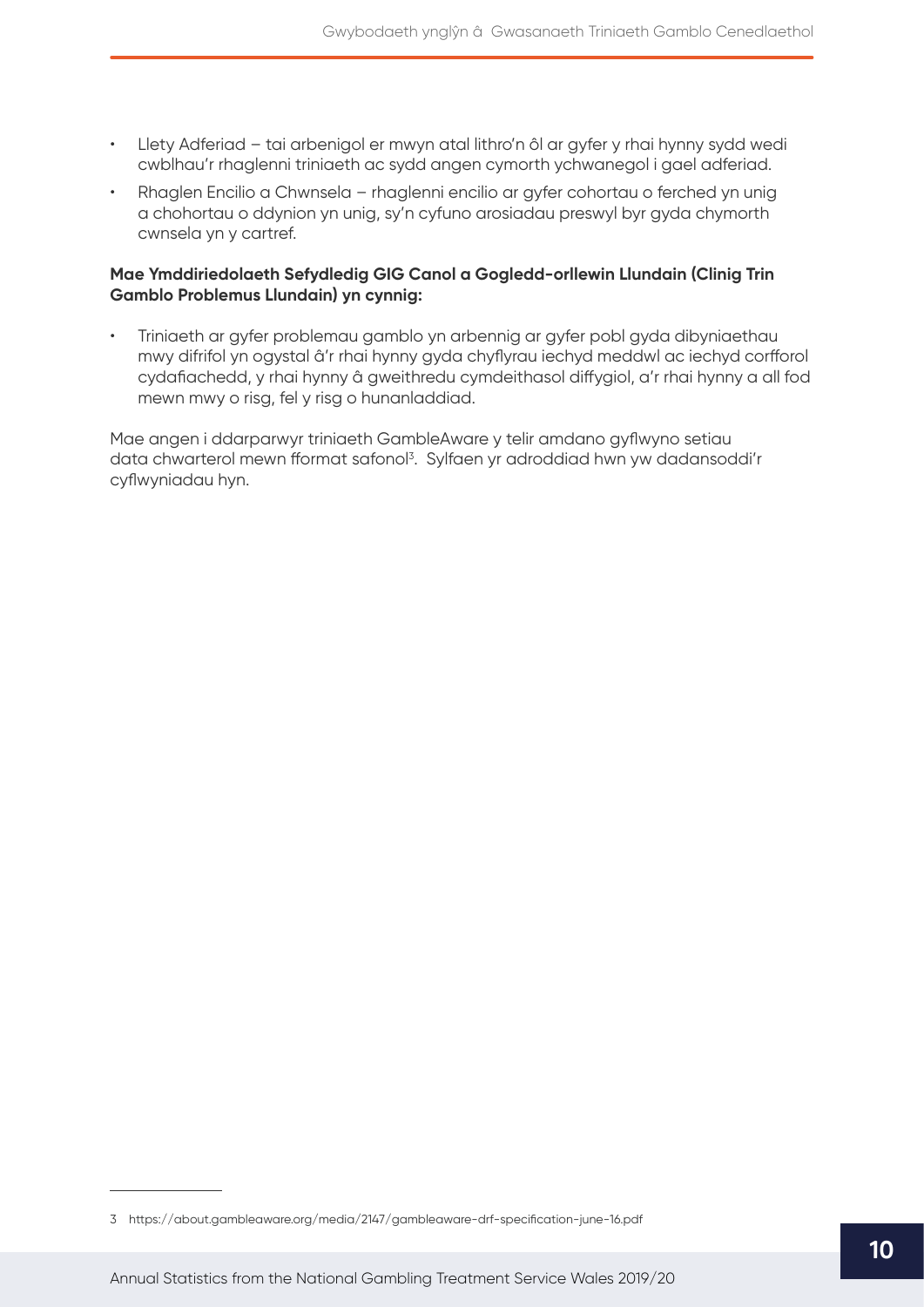- Llety Adferiad – tai arbenigol er mwyn atal lithro'n ôl ar gyfer y rhai hynny sydd wedi cwblhau'r rhaglenni triniaeth ac sydd angen cymorth ychwanegol i gael adferiad.
- Rhaglen Encilio a Chwnsela – rhaglenni encilio ar gyfer cohortau o ferched yn unig a chohortau o ddynion yn unig, sy'n cyfuno arosiadau preswyl byr gyda chymorth cwnsela yn y cartref.

**Mae Ymddiriedolaeth Sefydledig GIG Canol a Gogledd-orllewin Llundain (Clinig Trin Gamblo Problemus Llundain) yn cynnig:**

- Triniaeth ar gyfer problemau gamblo yn arbennig ar gyfer pobl gyda dibyniaethau mwy difrifol yn ogystal â'r rhai hynny gyda chyflyrau iechyd meddwl ac iechyd corfforol cydafiachedd, y rhai hynny â gweithredu cymdeithasol diffygiol, a'r rhai hynny a all fod mewn mwy o risg, fel y risg o hunanladdiad.

Mae angen i ddarparwyr triniaeth GambleAware y telir amdano gyflwyno setiau data chwarterol mewn fformat safonol[3]. Sylfaen yr adroddiad hwn yw dadansoddi'r cyflwyniadau hyn.

3 https://about.gambleaware.org/media/2147/gambleaware-drf-specification-june-16.pdf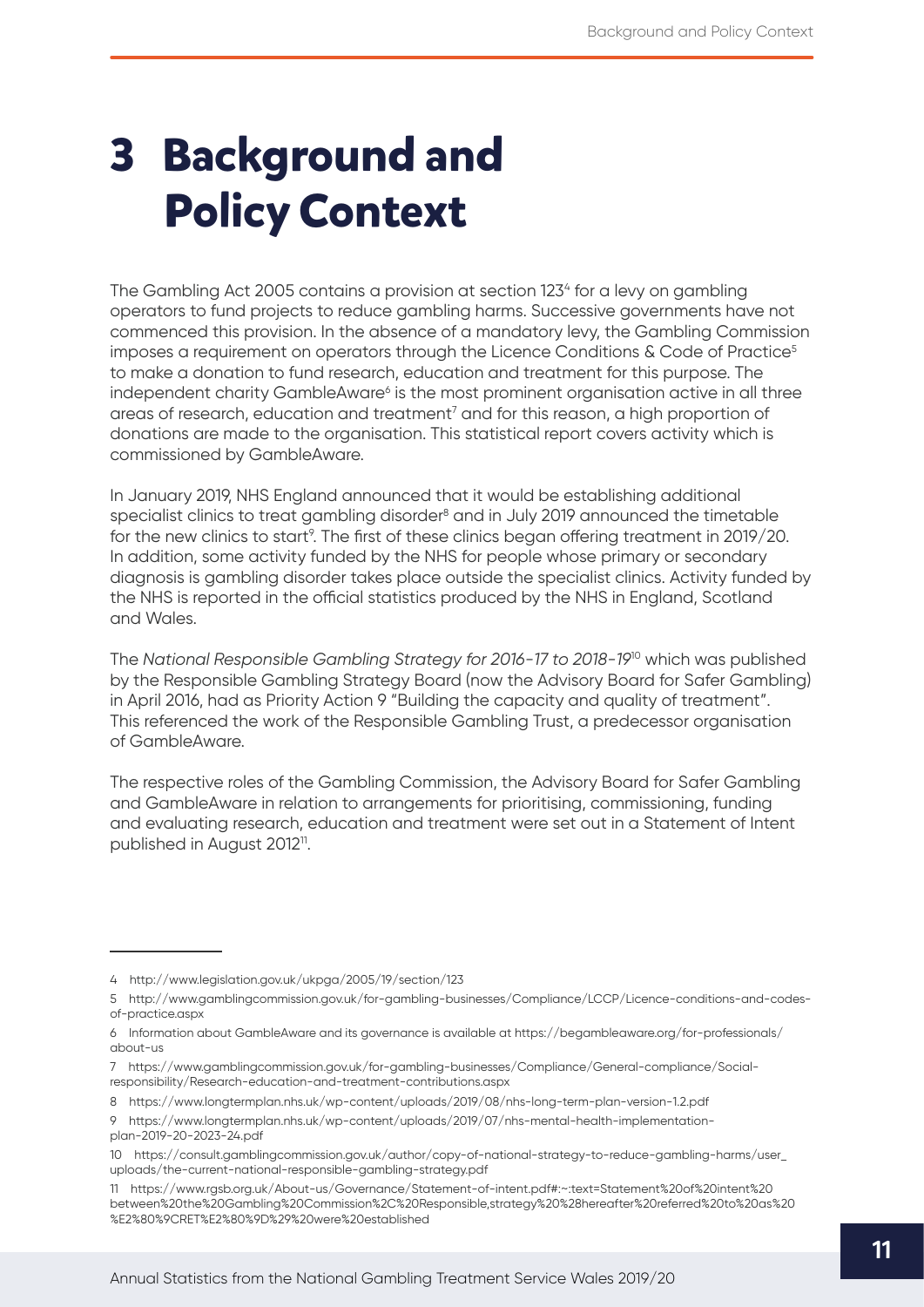# 3 Background and Policy Context

The Gambling Act 2005 contains a provision at section 123[4] for a levy on gambling operators to fund projects to reduce gambling harms. Successive governments have not commenced this provision. In the absence of a mandatory levy, the Gambling Commission imposes a requirement on operators through the Licence Conditions & Code of Practice[5] to make a donation to fund research, education and treatment for this purpose. The independent charity GambleAware[6] is the most prominent organisation active in all three areas of research, education and treatment[7] and for this reason, a high proportion of donations are made to the organisation. This statistical report covers activity which is commissioned by GambleAware.

In January 2019, NHS England announced that it would be establishing additional specialist clinics to treat gambling disorder[8] and in July 2019 announced the timetable for the new clinics to start[9]. The first of these clinics began offering treatment in 2019/20. In addition, some activity funded by the NHS for people whose primary or secondary diagnosis is gambling disorder takes place outside the specialist clinics. Activity funded by the NHS is reported in the official statistics produced by the NHS in England, Scotland and Wales.

The *National Responsible Gambling Strategy for 2016-17 to 2018-19*[10] which was published by the Responsible Gambling Strategy Board (now the Advisory Board for Safer Gambling) in April 2016, had as Priority Action 9 "Building the capacity and quality of treatment". This referenced the work of the Responsible Gambling Trust, a predecessor organisation of GambleAware.

The respective roles of the Gambling Commission, the Advisory Board for Safer Gambling and GambleAware in relation to arrangements for prioritising, commissioning, funding and evaluating research, education and treatment were set out in a Statement of Intent published in August 2012[11].

---

4 http://www.legislation.gov.uk/ukpga/2005/19/section/123

5 http://www.gamblingcommission.gov.uk/for-gambling-businesses/Compliance/LCCP/Licence-conditions-and-codes-of-practice.aspx

6 Information about GambleAware and its governance is available at https://begambleaware.org/for-professionals/about-us

7 https://www.gamblingcommission.gov.uk/for-gambling-businesses/Compliance/General-compliance/Social-responsibility/Research-education-and-treatment-contributions.aspx

8 https://www.longtermplan.nhs.uk/wp-content/uploads/2019/08/nhs-long-term-plan-version-1.2.pdf

9 https://www.longtermplan.nhs.uk/wp-content/uploads/2019/07/nhs-mental-health-implementation-plan-2019-20-2023-24.pdf

10 https://consult.gamblingcommission.gov.uk/author/copy-of-national-strategy-to-reduce-gambling-harms/user_uploads/the-current-national-responsible-gambling-strategy.pdf

11 https://www.rgsb.org.uk/About-us/Governance/Statement-of-intent.pdf#:~:text=Statement%20of%20intent%20between%20the%20Gambling%20Commission%2C%20Responsible,strategy%20%28hereafter%20referred%20to%20as%20%E2%80%9CRET%E2%80%9D%29%20were%20established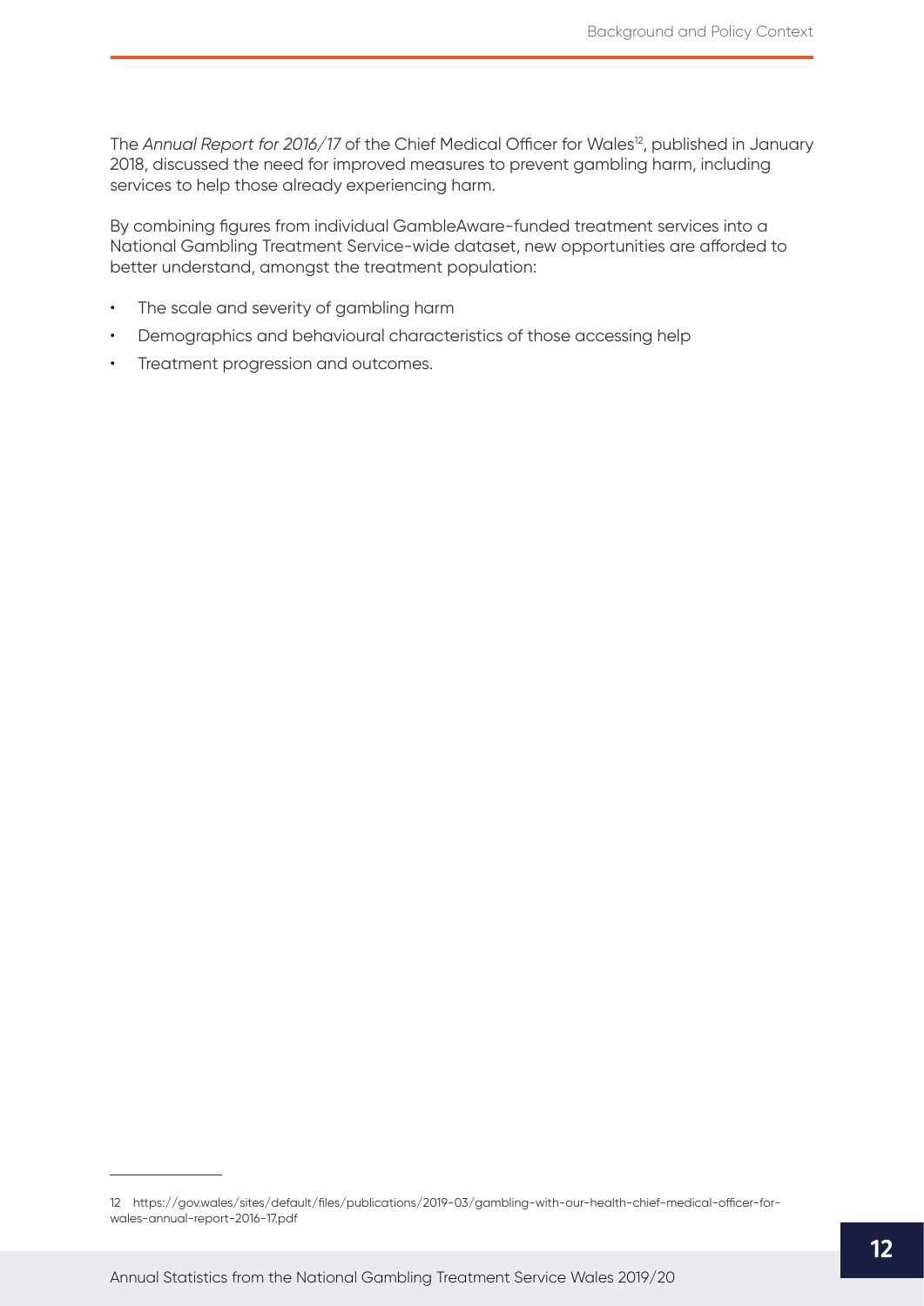The *Annual Report for 2016/17* of the Chief Medical Officer for Wales[12], published in January 2018, discussed the need for improved measures to prevent gambling harm, including services to help those already experiencing harm.

By combining figures from individual GambleAware-funded treatment services into a National Gambling Treatment Service-wide dataset, new opportunities are afforded to better understand, amongst the treatment population:

- The scale and severity of gambling harm
- Demographics and behavioural characteristics of those accessing help
- Treatment progression and outcomes.

12 https://gov.wales/sites/default/files/publications/2019-03/gambling-with-our-health-chief-medical-officer-for-wales-annual-report-2016-17.pdf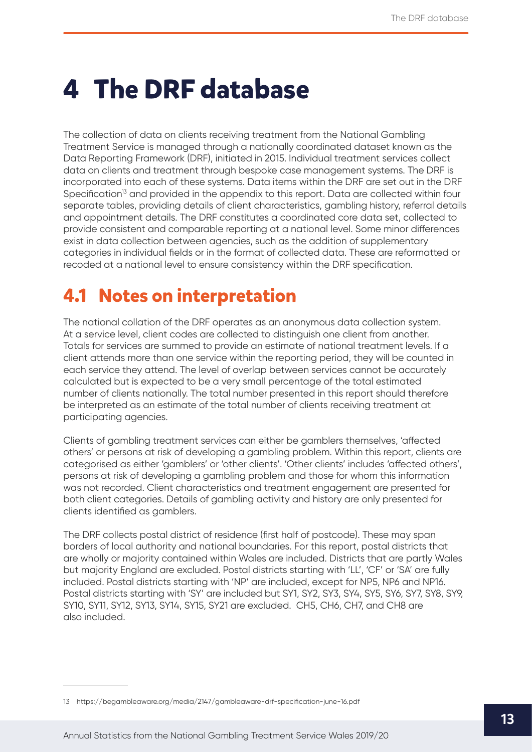# 4 The DRF database

The collection of data on clients receiving treatment from the National Gambling Treatment Service is managed through a nationally coordinated dataset known as the Data Reporting Framework (DRF), initiated in 2015. Individual treatment services collect data on clients and treatment through bespoke case management systems. The DRF is incorporated into each of these systems. Data items within the DRF are set out in the DRF Specification[13] and provided in the appendix to this report. Data are collected within four separate tables, providing details of client characteristics, gambling history, referral details and appointment details. The DRF constitutes a coordinated core data set, collected to provide consistent and comparable reporting at a national level. Some minor differences exist in data collection between agencies, such as the addition of supplementary categories in individual fields or in the format of collected data. These are reformatted or recoded at a national level to ensure consistency within the DRF specification.

## 4.1 Notes on interpretation

The national collation of the DRF operates as an anonymous data collection system. At a service level, client codes are collected to distinguish one client from another. Totals for services are summed to provide an estimate of national treatment levels. If a client attends more than one service within the reporting period, they will be counted in each service they attend. The level of overlap between services cannot be accurately calculated but is expected to be a very small percentage of the total estimated number of clients nationally. The total number presented in this report should therefore be interpreted as an estimate of the total number of clients receiving treatment at participating agencies.

Clients of gambling treatment services can either be gamblers themselves, 'affected others' or persons at risk of developing a gambling problem. Within this report, clients are categorised as either 'gamblers' or 'other clients'. 'Other clients' includes 'affected others', persons at risk of developing a gambling problem and those for whom this information was not recorded. Client characteristics and treatment engagement are presented for both client categories. Details of gambling activity and history are only presented for clients identified as gamblers.

The DRF collects postal district of residence (first half of postcode). These may span borders of local authority and national boundaries. For this report, postal districts that are wholly or majority contained within Wales are included. Districts that are partly Wales but majority England are excluded. Postal districts starting with 'LL', 'CF' or 'SA' are fully included. Postal districts starting with 'NP' are included, except for NP5, NP6 and NP16. Postal districts starting with 'SY' are included but SY1, SY2, SY3, SY4, SY5, SY6, SY7, SY8, SY9, SY10, SY11, SY12, SY13, SY14, SY15, SY21 are excluded. CH5, CH6, CH7, and CH8 are also included.

---

13 https://begambleaware.org/media/2147/gambleaware-drf-specification-june-16.pdf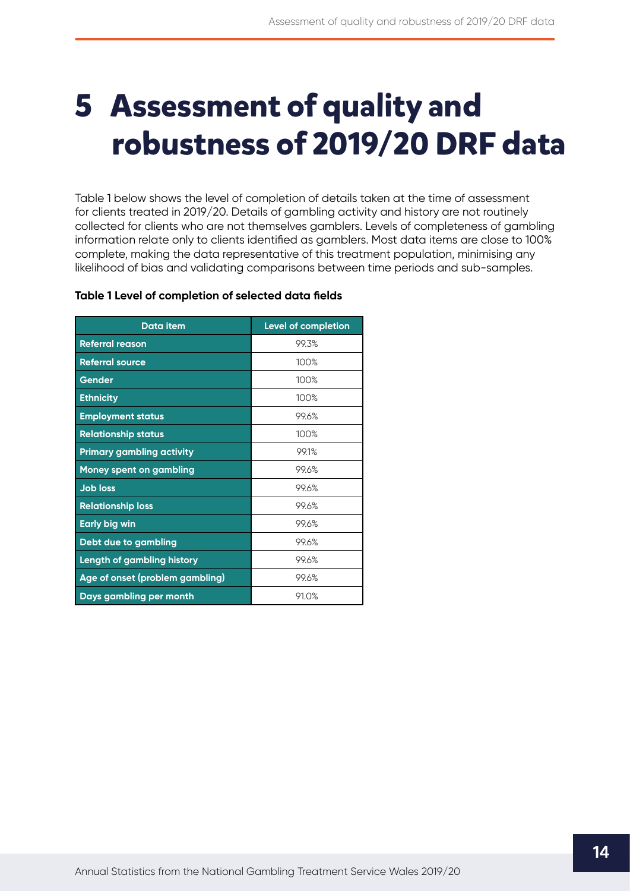# 5 Assessment of quality and robustness of 2019/20 DRF data

Table 1 below shows the level of completion of details taken at the time of assessment for clients treated in 2019/20. Details of gambling activity and history are not routinely collected for clients who are not themselves gamblers. Levels of completeness of gambling information relate only to clients identified as gamblers. Most data items are close to 100% complete, making the data representative of this treatment population, minimising any likelihood of bias and validating comparisons between time periods and sub-samples.

**Table 1 Level of completion of selected data fields**

| Data item | Level of completion |
|---|---|
| Referral reason | 99.3% |
| Referral source | 100% |
| Gender | 100% |
| Ethnicity | 100% |
| Employment status | 99.6% |
| Relationship status | 100% |
| Primary gambling activity | 99.1% |
| Money spent on gambling | 99.6% |
| Job loss | 99.6% |
| Relationship loss | 99.6% |
| Early big win | 99.6% |
| Debt due to gambling | 99.6% |
| Length of gambling history | 99.6% |
| Age of onset (problem gambling) | 99.6% |
| Days gambling per month | 91.0% |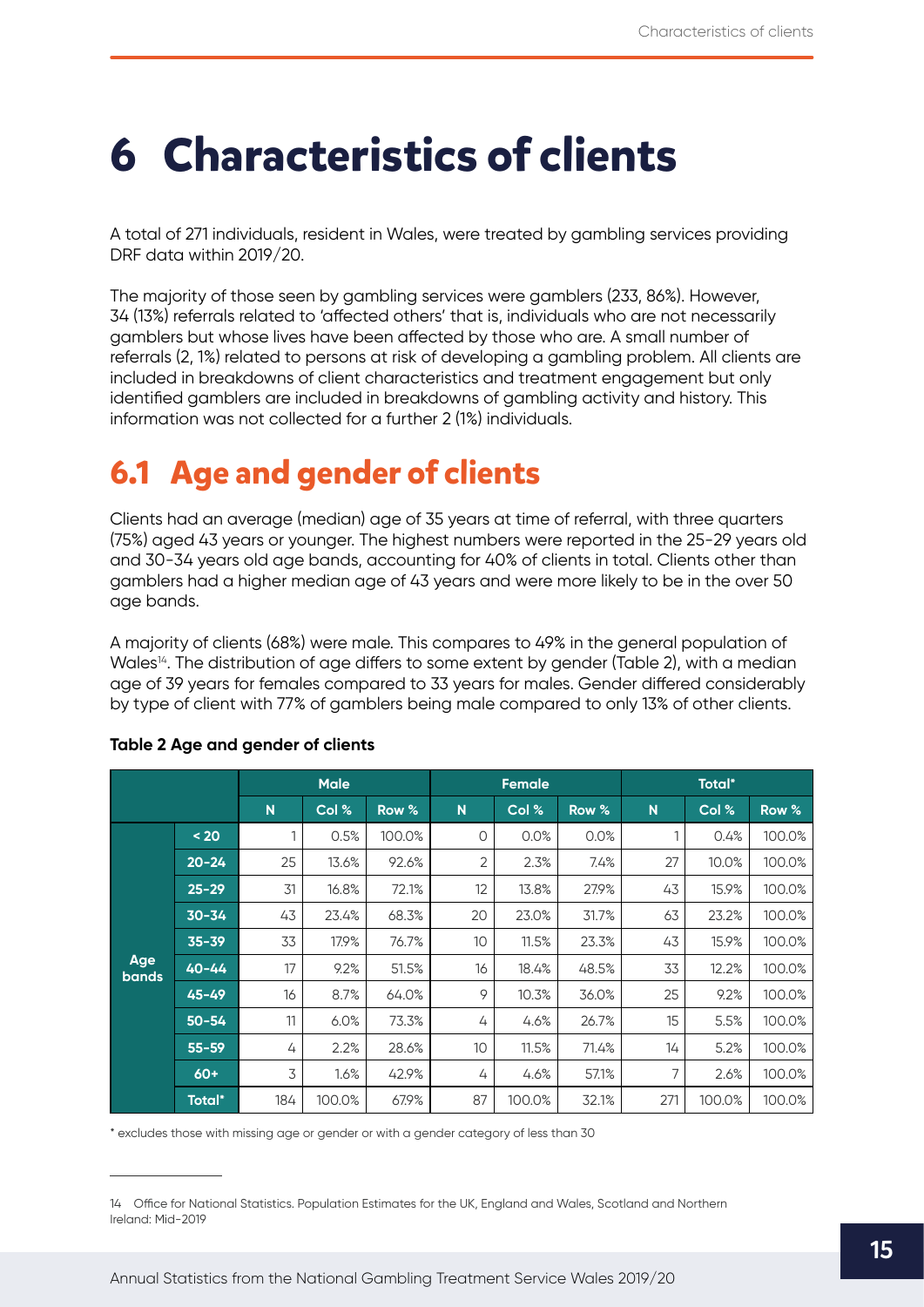# 6 Characteristics of clients

A total of 271 individuals, resident in Wales, were treated by gambling services providing DRF data within 2019/20.

The majority of those seen by gambling services were gamblers (233, 86%). However, 34 (13%) referrals related to 'affected others' that is, individuals who are not necessarily gamblers but whose lives have been affected by those who are. A small number of referrals (2, 1%) related to persons at risk of developing a gambling problem. All clients are included in breakdowns of client characteristics and treatment engagement but only identified gamblers are included in breakdowns of gambling activity and history. This information was not collected for a further 2 (1%) individuals.

## 6.1 Age and gender of clients

Clients had an average (median) age of 35 years at time of referral, with three quarters (75%) aged 43 years or younger. The highest numbers were reported in the 25-29 years old and 30-34 years old age bands, accounting for 40% of clients in total. Clients other than gamblers had a higher median age of 43 years and were more likely to be in the over 50 age bands.

A majority of clients (68%) were male. This compares to 49% in the general population of Wales[14]. The distribution of age differs to some extent by gender (Table 2), with a median age of 39 years for females compared to 33 years for males. Gender differed considerably by type of client with 77% of gamblers being male compared to only 13% of other clients.

**Table 2 Age and gender of clients**

| | | Male | | | Female | | | Total* | | |
|---|---|---|---|---|---|---|---|---|---|---|
| | | N | Col % | Row % | N | Col % | Row % | N | Col % | Row % |
| Age bands | < 20 | 1 | 0.5% | 100.0% | 0 | 0.0% | 0.0% | 1 | 0.4% | 100.0% |
| | 20-24 | 25 | 13.6% | 92.6% | 2 | 2.3% | 7.4% | 27 | 10.0% | 100.0% |
| | 25-29 | 31 | 16.8% | 72.1% | 12 | 13.8% | 27.9% | 43 | 15.9% | 100.0% |
| | 30-34 | 43 | 23.4% | 68.3% | 20 | 23.0% | 31.7% | 63 | 23.2% | 100.0% |
| | 35-39 | 33 | 17.9% | 76.7% | 10 | 11.5% | 23.3% | 43 | 15.9% | 100.0% |
| | 40-44 | 17 | 9.2% | 51.5% | 16 | 18.4% | 48.5% | 33 | 12.2% | 100.0% |
| | 45-49 | 16 | 8.7% | 64.0% | 9 | 10.3% | 36.0% | 25 | 9.2% | 100.0% |
| | 50-54 | 11 | 6.0% | 73.3% | 4 | 4.6% | 26.7% | 15 | 5.5% | 100.0% |
| | 55-59 | 4 | 2.2% | 28.6% | 10 | 11.5% | 71.4% | 14 | 5.2% | 100.0% |
| | 60+ | 3 | 1.6% | 42.9% | 4 | 4.6% | 57.1% | 7 | 2.6% | 100.0% |
| | Total* | 184 | 100.0% | 67.9% | 87 | 100.0% | 32.1% | 271 | 100.0% | 100.0% |

\* excludes those with missing age or gender or with a gender category of less than 30

14 Office for National Statistics. Population Estimates for the UK, England and Wales, Scotland and Northern Ireland: Mid-2019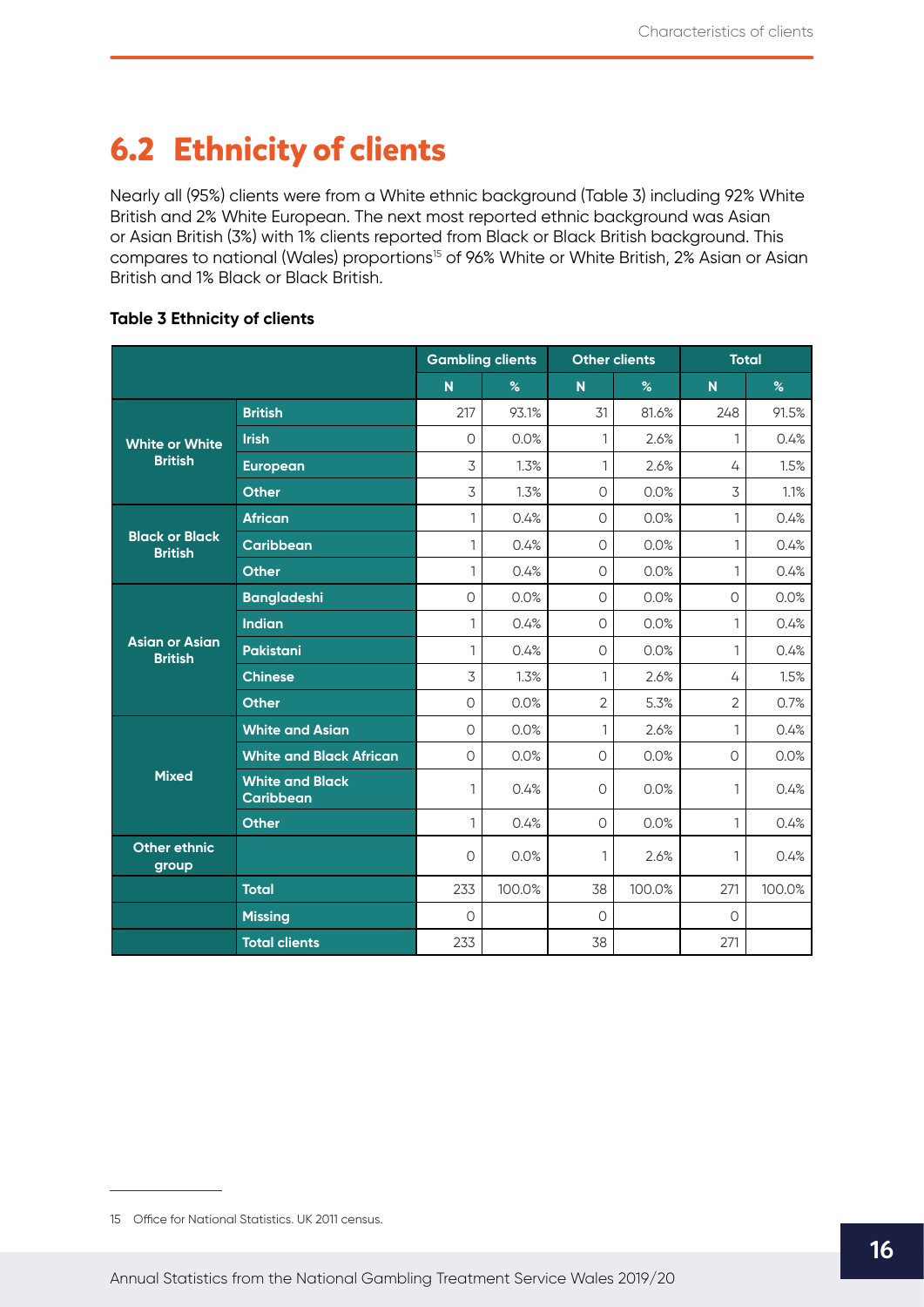## 6.2 Ethnicity of clients

Nearly all (95%) clients were from a White ethnic background (Table 3) including 92% White British and 2% White European. The next most reported ethnic background was Asian or Asian British (3%) with 1% clients reported from Black or Black British background. This compares to national (Wales) proportions[15] of 96% White or White British, 2% Asian or Asian British and 1% Black or Black British.

**Table 3 Ethnicity of clients**

| | | Gambling clients | | Other clients | | Total | |
|---|---|---|---|---|---|---|---|
| | | N | % | N | % | N | % |
| White or White British | British | 217 | 93.1% | 31 | 81.6% | 248 | 91.5% |
| | Irish | 0 | 0.0% | 1 | 2.6% | 1 | 0.4% |
| | European | 3 | 1.3% | 1 | 2.6% | 4 | 1.5% |
| | Other | 3 | 1.3% | 0 | 0.0% | 3 | 1.1% |
| Black or Black British | African | 1 | 0.4% | 0 | 0.0% | 1 | 0.4% |
| | Caribbean | 1 | 0.4% | 0 | 0.0% | 1 | 0.4% |
| | Other | 1 | 0.4% | 0 | 0.0% | 1 | 0.4% |
| Asian or Asian British | Bangladeshi | 0 | 0.0% | 0 | 0.0% | 0 | 0.0% |
| | Indian | 1 | 0.4% | 0 | 0.0% | 1 | 0.4% |
| | Pakistani | 1 | 0.4% | 0 | 0.0% | 1 | 0.4% |
| | Chinese | 3 | 1.3% | 1 | 2.6% | 4 | 1.5% |
| | Other | 0 | 0.0% | 2 | 5.3% | 2 | 0.7% |
| Mixed | White and Asian | 0 | 0.0% | 1 | 2.6% | 1 | 0.4% |
| | White and Black African | 0 | 0.0% | 0 | 0.0% | 0 | 0.0% |
| | White and Black Caribbean | 1 | 0.4% | 0 | 0.0% | 1 | 0.4% |
| | Other | 1 | 0.4% | 0 | 0.0% | 1 | 0.4% |
| Other ethnic group | | 0 | 0.0% | 1 | 2.6% | 1 | 0.4% |
| | Total | 233 | 100.0% | 38 | 100.0% | 271 | 100.0% |
| | Missing | 0 | | 0 | | 0 | |
| | Total clients | 233 | | 38 | | 271 | |

15 Office for National Statistics. UK 2011 census.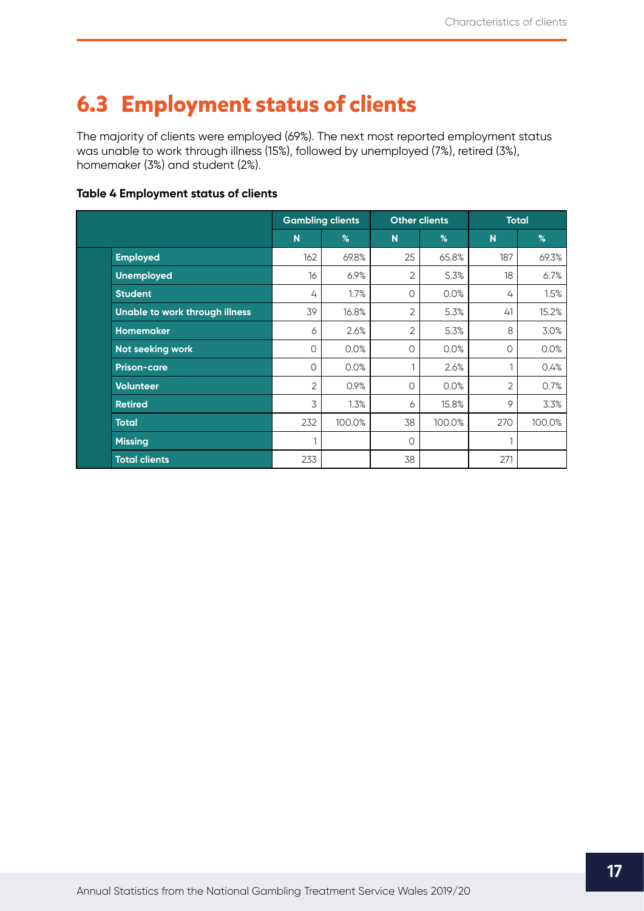## 6.3 Employment status of clients

The majority of clients were employed (69%). The next most reported employment status was unable to work through illness (15%), followed by unemployed (7%), retired (3%), homemaker (3%) and student (2%).

**Table 4 Employment status of clients**

| | Gambling clients | | Other clients | | Total | |
|---|---|---|---|---|---|---|
| | N | % | N | % | N | % |
| **Employed** | 162 | 69.8% | 25 | 65.8% | 187 | 69.3% |
| **Unemployed** | 16 | 6.9% | 2 | 5.3% | 18 | 6.7% |
| **Student** | 4 | 1.7% | 0 | 0.0% | 4 | 1.5% |
| **Unable to work through illness** | 39 | 16.8% | 2 | 5.3% | 41 | 15.2% |
| **Homemaker** | 6 | 2.6% | 2 | 5.3% | 8 | 3.0% |
| **Not seeking work** | 0 | 0.0% | 0 | 0.0% | 0 | 0.0% |
| **Prison-care** | 0 | 0.0% | 1 | 2.6% | 1 | 0.4% |
| **Volunteer** | 2 | 0.9% | 0 | 0.0% | 2 | 0.7% |
| **Retired** | 3 | 1.3% | 6 | 15.8% | 9 | 3.3% |
| **Total** | 232 | 100.0% | 38 | 100.0% | 270 | 100.0% |
| **Missing** | 1 | | 0 | | 1 | |
| **Total clients** | 233 | | 38 | | 271 | |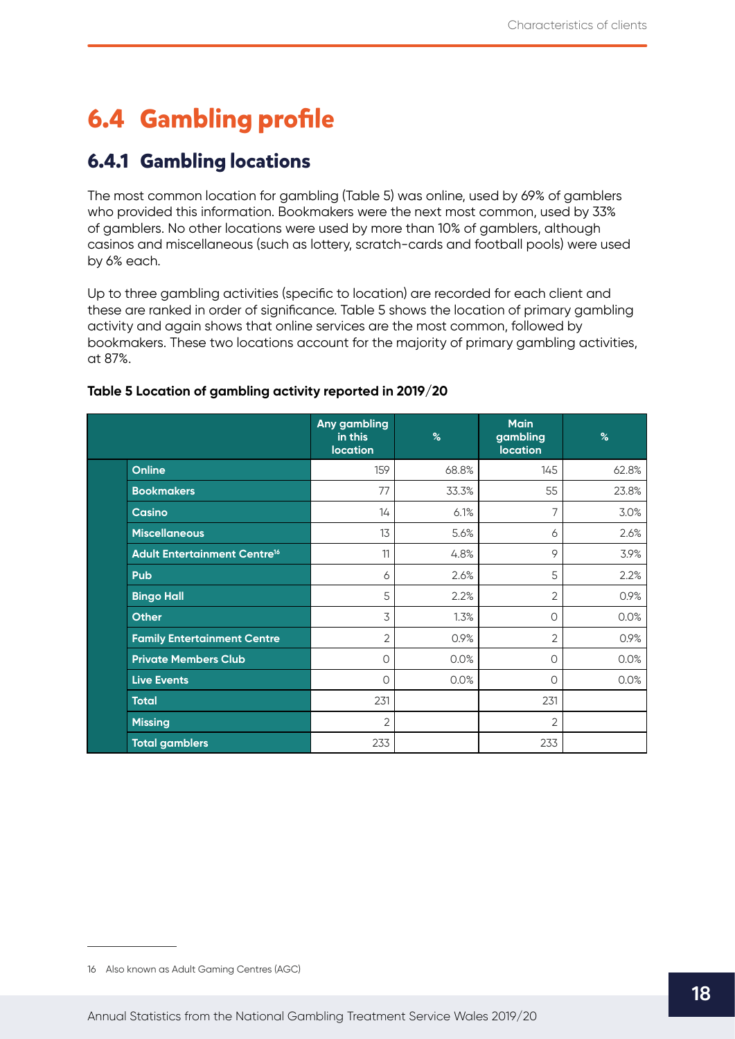# 6.4 Gambling profile

## 6.4.1 Gambling locations

The most common location for gambling (Table 5) was online, used by 69% of gamblers who provided this information. Bookmakers were the next most common, used by 33% of gamblers. No other locations were used by more than 10% of gamblers, although casinos and miscellaneous (such as lottery, scratch-cards and football pools) were used by 6% each.

Up to three gambling activities (specific to location) are recorded for each client and these are ranked in order of significance. Table 5 shows the location of primary gambling activity and again shows that online services are the most common, followed by bookmakers. These two locations account for the majority of primary gambling activities, at 87%.

**Table 5 Location of gambling activity reported in 2019/20**

| | Any gambling in this location | % | Main gambling location | % |
|---|---|---|---|---|
| **Online** | 159 | 68.8% | 145 | 62.8% |
| **Bookmakers** | 77 | 33.3% | 55 | 23.8% |
| **Casino** | 14 | 6.1% | 7 | 3.0% |
| **Miscellaneous** | 13 | 5.6% | 6 | 2.6% |
| **Adult Entertainment Centre**[16] | 11 | 4.8% | 9 | 3.9% |
| **Pub** | 6 | 2.6% | 5 | 2.2% |
| **Bingo Hall** | 5 | 2.2% | 2 | 0.9% |
| **Other** | 3 | 1.3% | 0 | 0.0% |
| **Family Entertainment Centre** | 2 | 0.9% | 2 | 0.9% |
| **Private Members Club** | 0 | 0.0% | 0 | 0.0% |
| **Live Events** | 0 | 0.0% | 0 | 0.0% |
| **Total** | 231 | | 231 | |
| **Missing** | 2 | | 2 | |
| **Total gamblers** | 233 | | 233 | |

16 Also known as Adult Gaming Centres (AGC)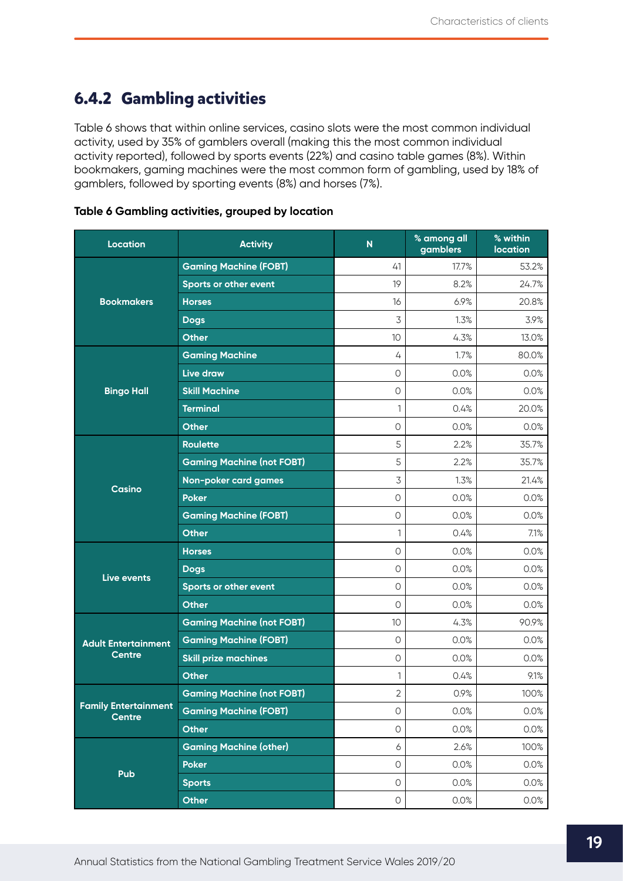### 6.4.2 Gambling activities

Table 6 shows that within online services, casino slots were the most common individual activity, used by 35% of gamblers overall (making this the most common individual activity reported), followed by sports events (22%) and casino table games (8%). Within bookmakers, gaming machines were the most common form of gambling, used by 18% of gamblers, followed by sporting events (8%) and horses (7%).

**Table 6 Gambling activities, grouped by location**

| Location | Activity | N | % among all gamblers | % within location |
|---|---|---|---|---|
| Bookmakers | Gaming Machine (FOBT) | 41 | 17.7% | 53.2% |
| | Sports or other event | 19 | 8.2% | 24.7% |
| | Horses | 16 | 6.9% | 20.8% |
| | Dogs | 3 | 1.3% | 3.9% |
| | Other | 10 | 4.3% | 13.0% |
| Bingo Hall | Gaming Machine | 4 | 1.7% | 80.0% |
| | Live draw | 0 | 0.0% | 0.0% |
| | Skill Machine | 0 | 0.0% | 0.0% |
| | Terminal | 1 | 0.4% | 20.0% |
| | Other | 0 | 0.0% | 0.0% |
| Casino | Roulette | 5 | 2.2% | 35.7% |
| | Gaming Machine (not FOBT) | 5 | 2.2% | 35.7% |
| | Non-poker card games | 3 | 1.3% | 21.4% |
| | Poker | 0 | 0.0% | 0.0% |
| | Gaming Machine (FOBT) | 0 | 0.0% | 0.0% |
| | Other | 1 | 0.4% | 7.1% |
| Live events | Horses | 0 | 0.0% | 0.0% |
| | Dogs | 0 | 0.0% | 0.0% |
| | Sports or other event | 0 | 0.0% | 0.0% |
| | Other | 0 | 0.0% | 0.0% |
| Adult Entertainment Centre | Gaming Machine (not FOBT) | 10 | 4.3% | 90.9% |
| | Gaming Machine (FOBT) | 0 | 0.0% | 0.0% |
| | Skill prize machines | 0 | 0.0% | 0.0% |
| | Other | 1 | 0.4% | 9.1% |
| Family Entertainment Centre | Gaming Machine (not FOBT) | 2 | 0.9% | 100% |
| | Gaming Machine (FOBT) | 0 | 0.0% | 0.0% |
| | Other | 0 | 0.0% | 0.0% |
| Pub | Gaming Machine (other) | 6 | 2.6% | 100% |
| | Poker | 0 | 0.0% | 0.0% |
| | Sports | 0 | 0.0% | 0.0% |
| | Other | 0 | 0.0% | 0.0% |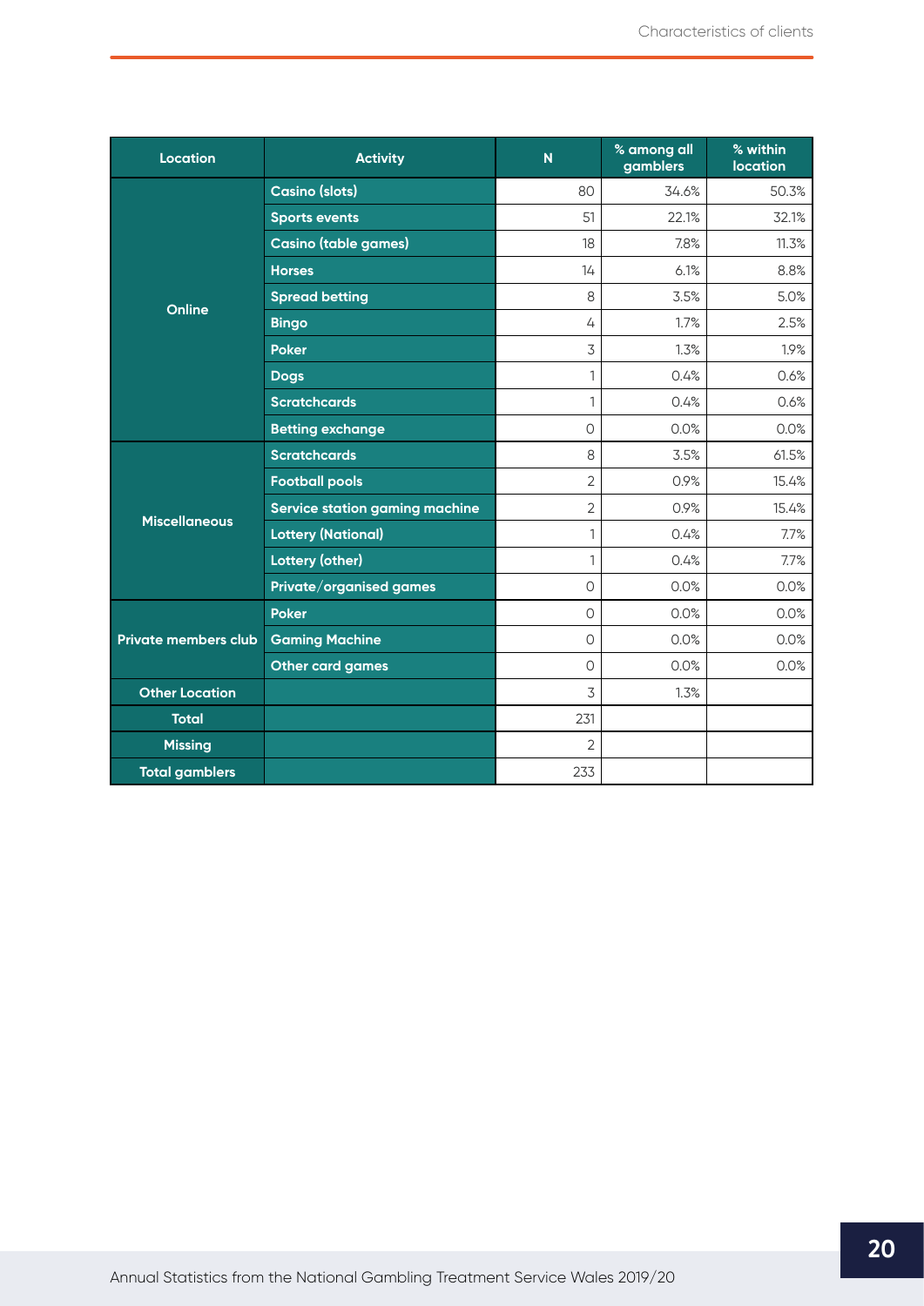| Location | Activity | N | % among all gamblers | % within location |
|---|---|---|---|---|
| Online | Casino (slots) | 80 | 34.6% | 50.3% |
| | Sports events | 51 | 22.1% | 32.1% |
| | Casino (table games) | 18 | 7.8% | 11.3% |
| | Horses | 14 | 6.1% | 8.8% |
| | Spread betting | 8 | 3.5% | 5.0% |
| | Bingo | 4 | 1.7% | 2.5% |
| | Poker | 3 | 1.3% | 1.9% |
| | Dogs | 1 | 0.4% | 0.6% |
| | Scratchcards | 1 | 0.4% | 0.6% |
| | Betting exchange | 0 | 0.0% | 0.0% |
| Miscellaneous | Scratchcards | 8 | 3.5% | 61.5% |
| | Football pools | 2 | 0.9% | 15.4% |
| | Service station gaming machine | 2 | 0.9% | 15.4% |
| | Lottery (National) | 1 | 0.4% | 7.7% |
| | Lottery (other) | 1 | 0.4% | 7.7% |
| | Private/organised games | 0 | 0.0% | 0.0% |
| Private members club | Poker | 0 | 0.0% | 0.0% |
| | Gaming Machine | 0 | 0.0% | 0.0% |
| | Other card games | 0 | 0.0% | 0.0% |
| Other Location | | 3 | 1.3% | |
| Total | | 231 | | |
| Missing | | 2 | | |
| Total gamblers | | 233 | | |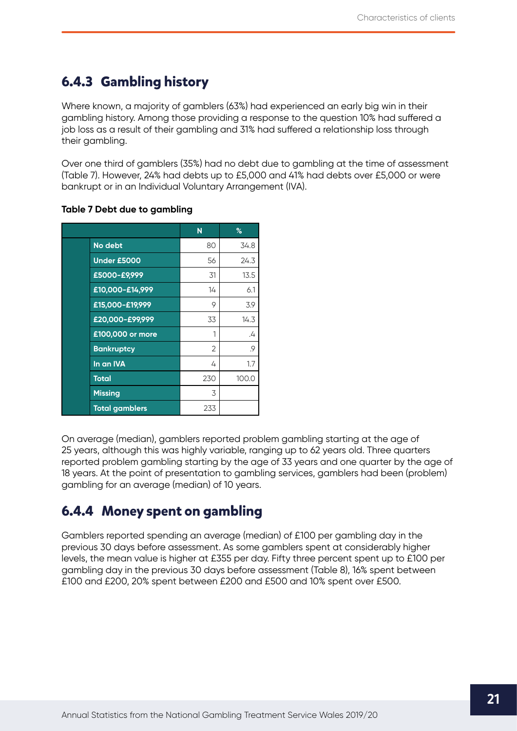### 6.4.3 Gambling history

Where known, a majority of gamblers (63%) had experienced an early big win in their gambling history. Among those providing a response to the question 10% had suffered a job loss as a result of their gambling and 31% had suffered a relationship loss through their gambling.

Over one third of gamblers (35%) had no debt due to gambling at the time of assessment (Table 7). However, 24% had debts up to £5,000 and 41% had debts over £5,000 or were bankrupt or in an Individual Voluntary Arrangement (IVA).

**Table 7 Debt due to gambling**

| | N | % |
|---|---|---|
| No debt | 80 | 34.8 |
| Under £5000 | 56 | 24.3 |
| £5000-£9,999 | 31 | 13.5 |
| £10,000-£14,999 | 14 | 6.1 |
| £15,000-£19,999 | 9 | 3.9 |
| £20,000-£99,999 | 33 | 14.3 |
| £100,000 or more | 1 | .4 |
| Bankruptcy | 2 | .9 |
| In an IVA | 4 | 1.7 |
| Total | 230 | 100.0 |
| Missing | 3 | |
| Total gamblers | 233 | |

On average (median), gamblers reported problem gambling starting at the age of 25 years, although this was highly variable, ranging up to 62 years old. Three quarters reported problem gambling starting by the age of 33 years and one quarter by the age of 18 years. At the point of presentation to gambling services, gamblers had been (problem) gambling for an average (median) of 10 years.

### 6.4.4 Money spent on gambling

Gamblers reported spending an average (median) of £100 per gambling day in the previous 30 days before assessment. As some gamblers spent at considerably higher levels, the mean value is higher at £355 per day. Fifty three percent spent up to £100 per gambling day in the previous 30 days before assessment (Table 8), 16% spent between £100 and £200, 20% spent between £200 and £500 and 10% spent over £500.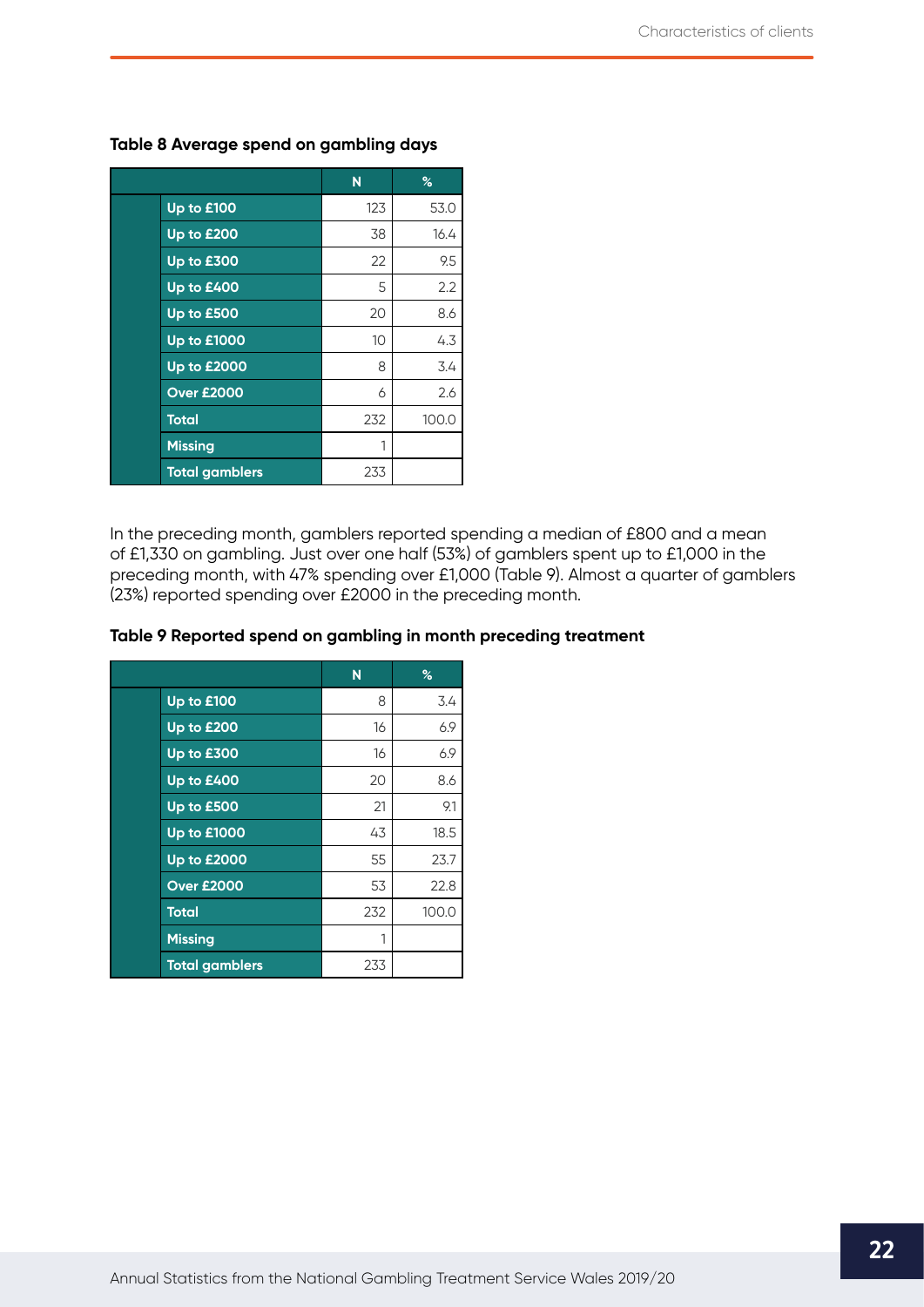**Table 8 Average spend on gambling days**

| | N | % |
|---|---|---|
| Up to £100 | 123 | 53.0 |
| Up to £200 | 38 | 16.4 |
| Up to £300 | 22 | 9.5 |
| Up to £400 | 5 | 2.2 |
| Up to £500 | 20 | 8.6 |
| Up to £1000 | 10 | 4.3 |
| Up to £2000 | 8 | 3.4 |
| Over £2000 | 6 | 2.6 |
| Total | 232 | 100.0 |
| Missing | 1 | |
| Total gamblers | 233 | |

In the preceding month, gamblers reported spending a median of £800 and a mean of £1,330 on gambling. Just over one half (53%) of gamblers spent up to £1,000 in the preceding month, with 47% spending over £1,000 (Table 9). Almost a quarter of gamblers (23%) reported spending over £2000 in the preceding month.

**Table 9 Reported spend on gambling in month preceding treatment**

| | N | % |
|---|---|---|
| Up to £100 | 8 | 3.4 |
| Up to £200 | 16 | 6.9 |
| Up to £300 | 16 | 6.9 |
| Up to £400 | 20 | 8.6 |
| Up to £500 | 21 | 9.1 |
| Up to £1000 | 43 | 18.5 |
| Up to £2000 | 55 | 23.7 |
| Over £2000 | 53 | 22.8 |
| Total | 232 | 100.0 |
| Missing | 1 | |
| Total gamblers | 233 | |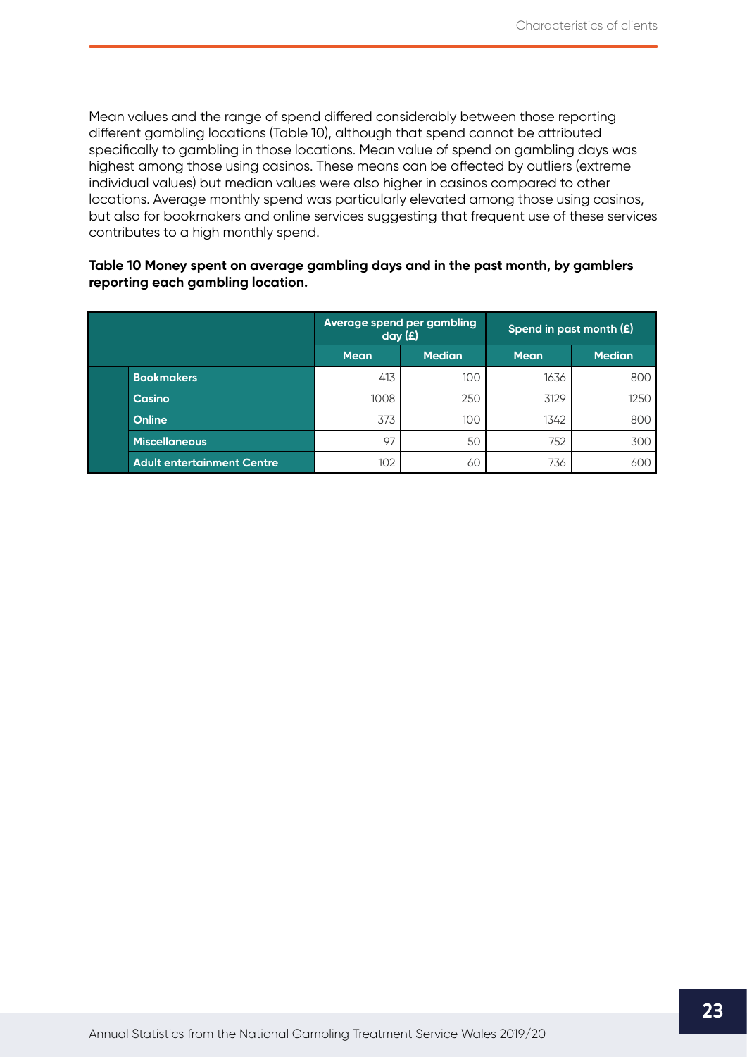Mean values and the range of spend differed considerably between those reporting different gambling locations (Table 10), although that spend cannot be attributed specifically to gambling in those locations. Mean value of spend on gambling days was highest among those using casinos. These means can be affected by outliers (extreme individual values) but median values were also higher in casinos compared to other locations. Average monthly spend was particularly elevated among those using casinos, but also for bookmakers and online services suggesting that frequent use of these services contributes to a high monthly spend.

**Table 10 Money spent on average gambling days and in the past month, by gamblers reporting each gambling location.**

| | Average spend per gambling day (£) | | Spend in past month (£) | |
|---|---|---|---|---|
| | Mean | Median | Mean | Median |
| Bookmakers | 413 | 100 | 1636 | 800 |
| Casino | 1008 | 250 | 3129 | 1250 |
| Online | 373 | 100 | 1342 | 800 |
| Miscellaneous | 97 | 50 | 752 | 300 |
| Adult entertainment Centre | 102 | 60 | 736 | 600 |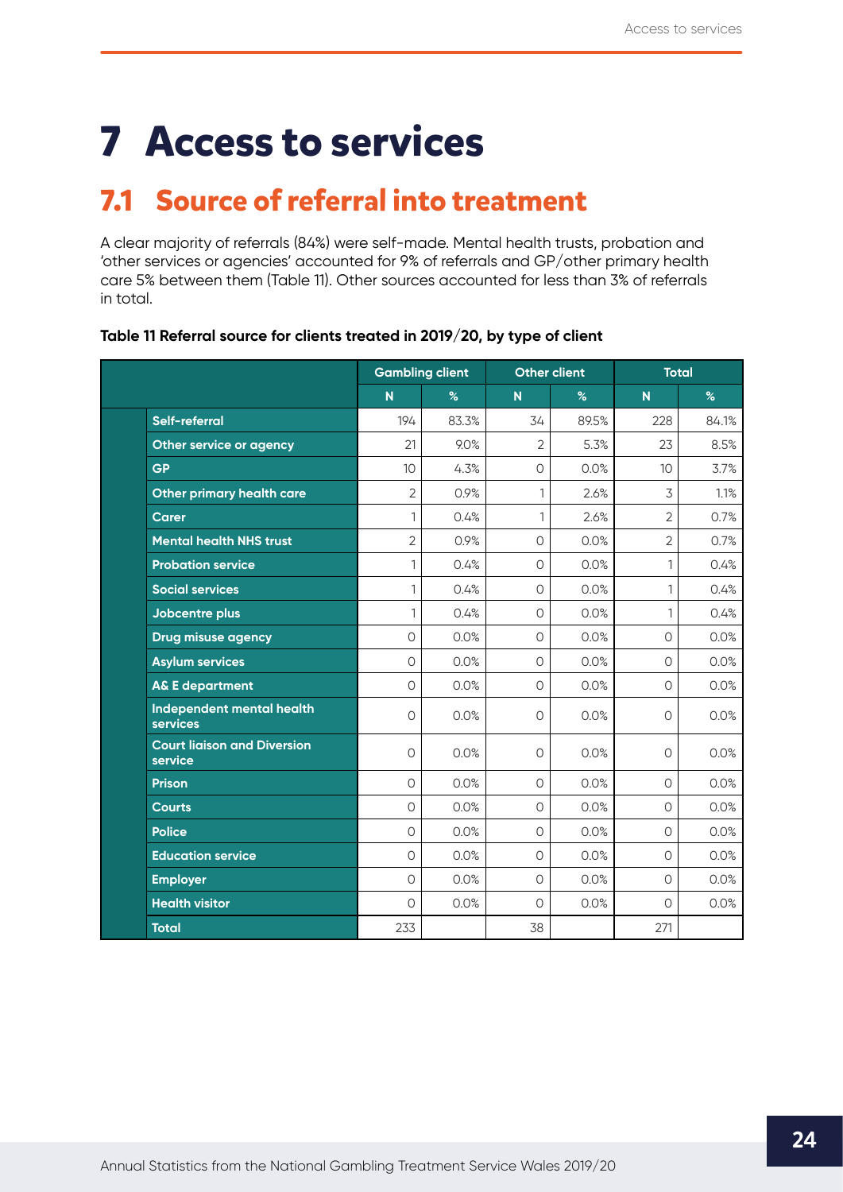# 7 Access to services

## 7.1 Source of referral into treatment

A clear majority of referrals (84%) were self-made. Mental health trusts, probation and 'other services or agencies' accounted for 9% of referrals and GP/other primary health care 5% between them (Table 11). Other sources accounted for less than 3% of referrals in total.

**Table 11 Referral source for clients treated in 2019/20, by type of client**

| | Gambling client | | Other client | | Total | |
|---|---|---|---|---|---|---|
| | N | % | N | % | N | % |
| Self-referral | 194 | 83.3% | 34 | 89.5% | 228 | 84.1% |
| Other service or agency | 21 | 9.0% | 2 | 5.3% | 23 | 8.5% |
| GP | 10 | 4.3% | 0 | 0.0% | 10 | 3.7% |
| Other primary health care | 2 | 0.9% | 1 | 2.6% | 3 | 1.1% |
| Carer | 1 | 0.4% | 1 | 2.6% | 2 | 0.7% |
| Mental health NHS trust | 2 | 0.9% | 0 | 0.0% | 2 | 0.7% |
| Probation service | 1 | 0.4% | 0 | 0.0% | 1 | 0.4% |
| Social services | 1 | 0.4% | 0 | 0.0% | 1 | 0.4% |
| Jobcentre plus | 1 | 0.4% | 0 | 0.0% | 1 | 0.4% |
| Drug misuse agency | 0 | 0.0% | 0 | 0.0% | 0 | 0.0% |
| Asylum services | 0 | 0.0% | 0 | 0.0% | 0 | 0.0% |
| A& E department | 0 | 0.0% | 0 | 0.0% | 0 | 0.0% |
| Independent mental health services | 0 | 0.0% | 0 | 0.0% | 0 | 0.0% |
| Court liaison and Diversion service | 0 | 0.0% | 0 | 0.0% | 0 | 0.0% |
| Prison | 0 | 0.0% | 0 | 0.0% | 0 | 0.0% |
| Courts | 0 | 0.0% | 0 | 0.0% | 0 | 0.0% |
| Police | 0 | 0.0% | 0 | 0.0% | 0 | 0.0% |
| Education service | 0 | 0.0% | 0 | 0.0% | 0 | 0.0% |
| Employer | 0 | 0.0% | 0 | 0.0% | 0 | 0.0% |
| Health visitor | 0 | 0.0% | 0 | 0.0% | 0 | 0.0% |
| Total | 233 | | 38 | | 271 | |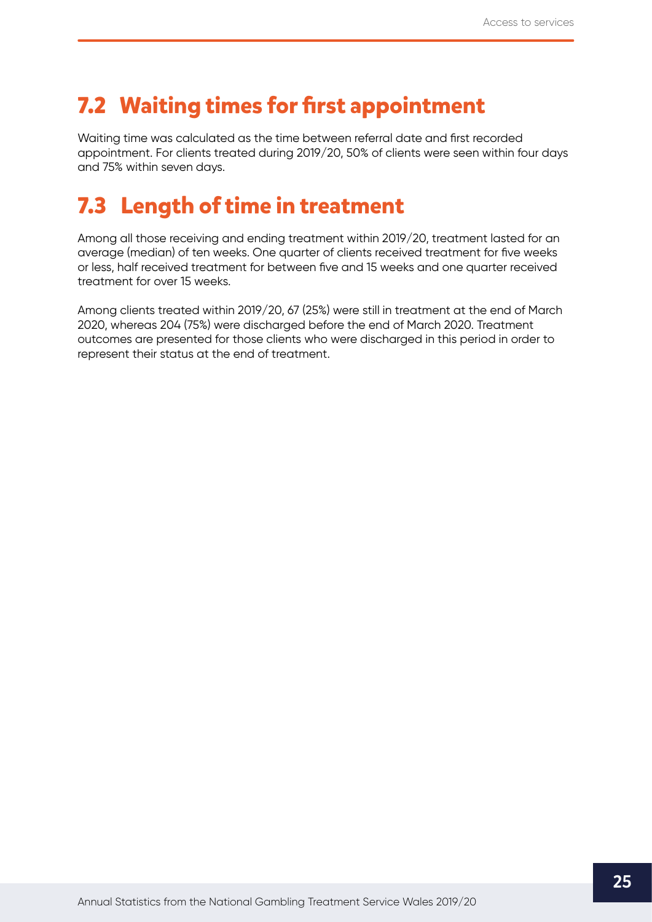## 7.2 Waiting times for first appointment

Waiting time was calculated as the time between referral date and first recorded appointment. For clients treated during 2019/20, 50% of clients were seen within four days and 75% within seven days.

## 7.3 Length of time in treatment

Among all those receiving and ending treatment within 2019/20, treatment lasted for an average (median) of ten weeks. One quarter of clients received treatment for five weeks or less, half received treatment for between five and 15 weeks and one quarter received treatment for over 15 weeks.

Among clients treated within 2019/20, 67 (25%) were still in treatment at the end of March 2020, whereas 204 (75%) were discharged before the end of March 2020. Treatment outcomes are presented for those clients who were discharged in this period in order to represent their status at the end of treatment.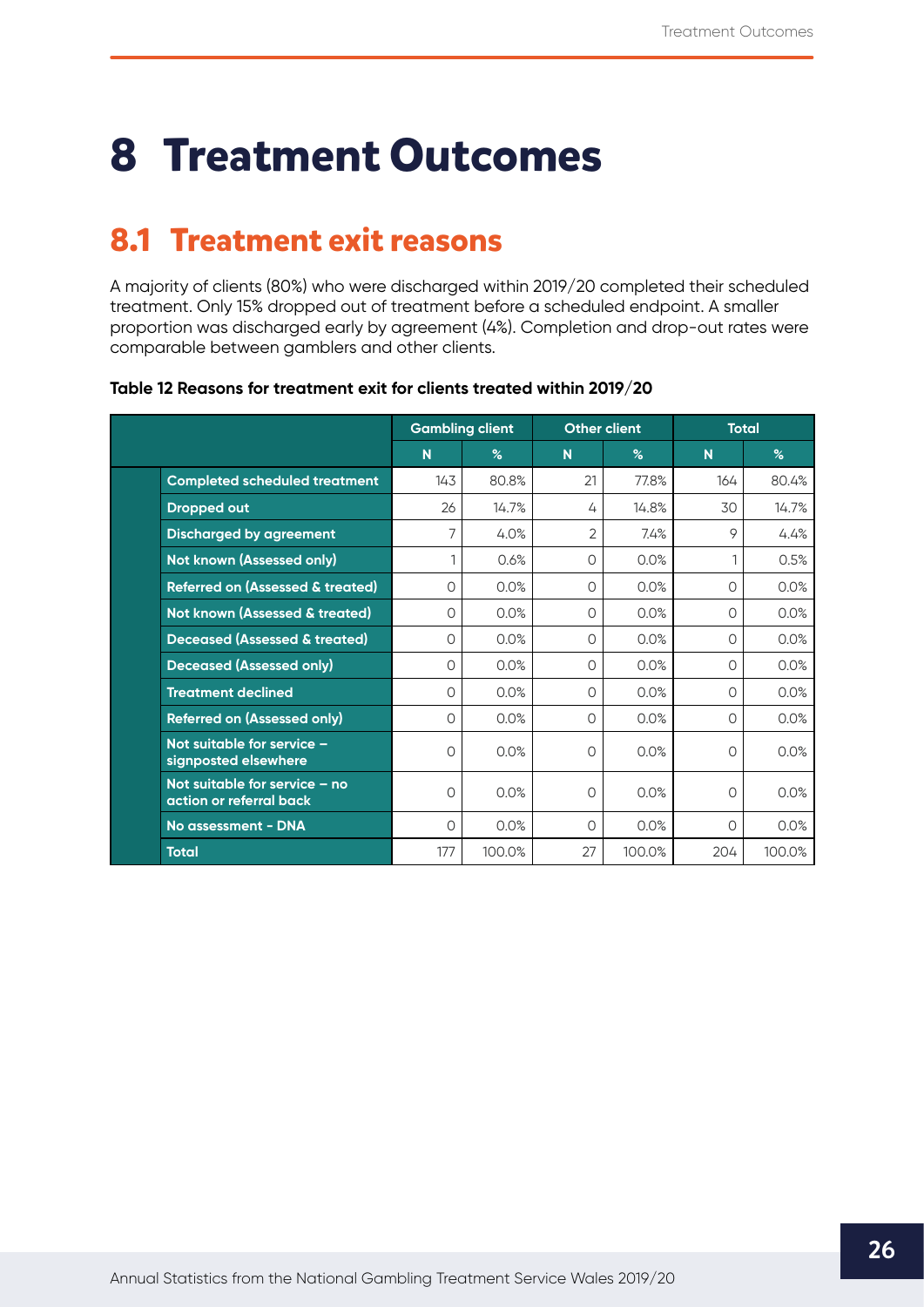# 8 Treatment Outcomes

## 8.1 Treatment exit reasons

A majority of clients (80%) who were discharged within 2019/20 completed their scheduled treatment. Only 15% dropped out of treatment before a scheduled endpoint. A smaller proportion was discharged early by agreement (4%). Completion and drop-out rates were comparable between gamblers and other clients.

**Table 12 Reasons for treatment exit for clients treated within 2019/20**

| | Gambling client | | Other client | | Total | |
|---|---|---|---|---|---|---|
| | N | % | N | % | N | % |
| Completed scheduled treatment | 143 | 80.8% | 21 | 77.8% | 164 | 80.4% |
| Dropped out | 26 | 14.7% | 4 | 14.8% | 30 | 14.7% |
| Discharged by agreement | 7 | 4.0% | 2 | 7.4% | 9 | 4.4% |
| Not known (Assessed only) | 1 | 0.6% | 0 | 0.0% | 1 | 0.5% |
| Referred on (Assessed & treated) | 0 | 0.0% | 0 | 0.0% | 0 | 0.0% |
| Not known (Assessed & treated) | 0 | 0.0% | 0 | 0.0% | 0 | 0.0% |
| Deceased (Assessed & treated) | 0 | 0.0% | 0 | 0.0% | 0 | 0.0% |
| Deceased (Assessed only) | 0 | 0.0% | 0 | 0.0% | 0 | 0.0% |
| Treatment declined | 0 | 0.0% | 0 | 0.0% | 0 | 0.0% |
| Referred on (Assessed only) | 0 | 0.0% | 0 | 0.0% | 0 | 0.0% |
| Not suitable for service – signposted elsewhere | 0 | 0.0% | 0 | 0.0% | 0 | 0.0% |
| Not suitable for service – no action or referral back | 0 | 0.0% | 0 | 0.0% | 0 | 0.0% |
| No assessment - DNA | 0 | 0.0% | 0 | 0.0% | 0 | 0.0% |
| Total | 177 | 100.0% | 27 | 100.0% | 204 | 100.0% |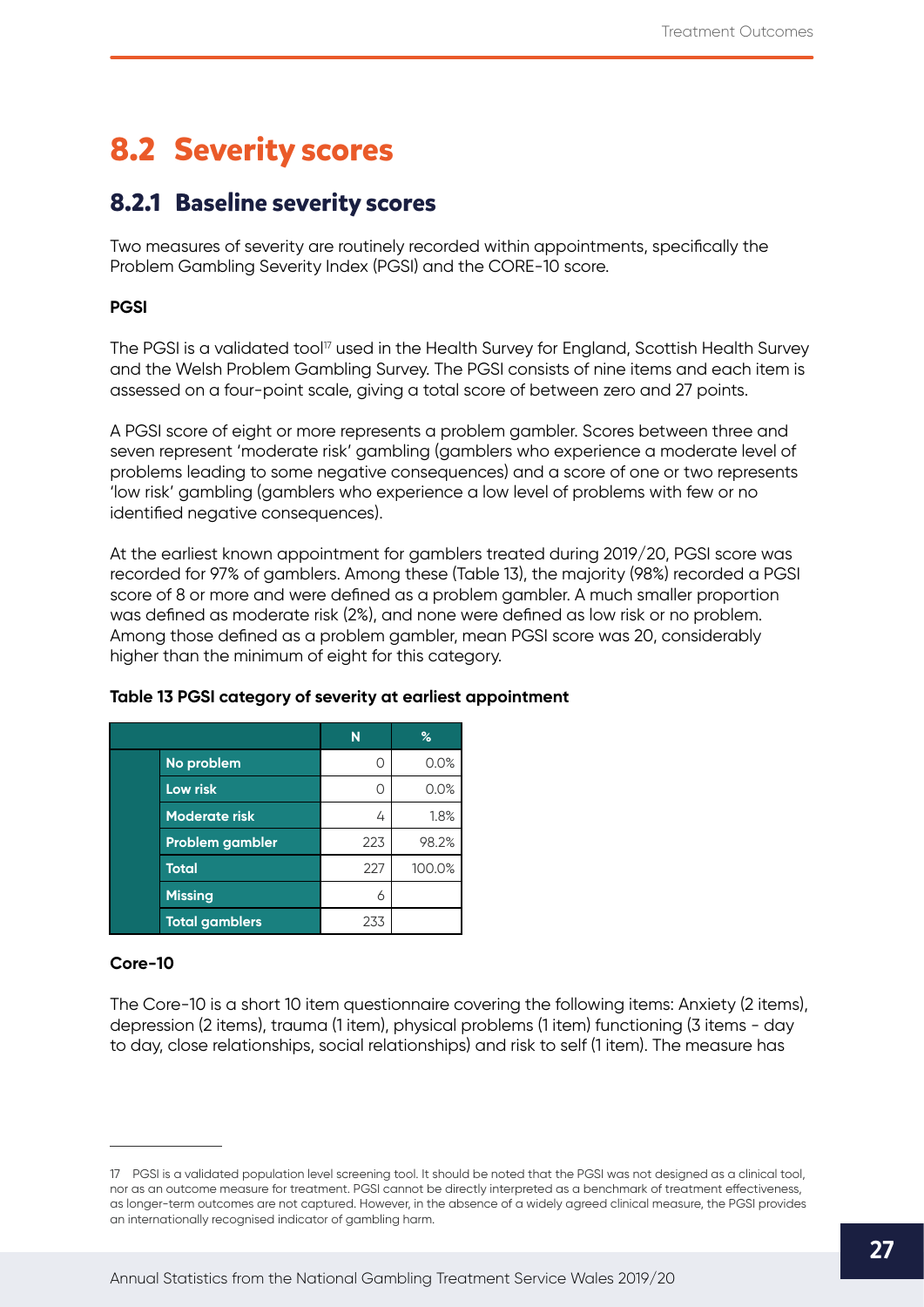# 8.2 Severity scores

## 8.2.1 Baseline severity scores

Two measures of severity are routinely recorded within appointments, specifically the Problem Gambling Severity Index (PGSI) and the CORE-10 score.

**PGSI**

The PGSI is a validated tool[17] used in the Health Survey for England, Scottish Health Survey and the Welsh Problem Gambling Survey. The PGSI consists of nine items and each item is assessed on a four-point scale, giving a total score of between zero and 27 points.

A PGSI score of eight or more represents a problem gambler. Scores between three and seven represent 'moderate risk' gambling (gamblers who experience a moderate level of problems leading to some negative consequences) and a score of one or two represents 'low risk' gambling (gamblers who experience a low level of problems with few or no identified negative consequences).

At the earliest known appointment for gamblers treated during 2019/20, PGSI score was recorded for 97% of gamblers. Among these (Table 13), the majority (98%) recorded a PGSI score of 8 or more and were defined as a problem gambler. A much smaller proportion was defined as moderate risk (2%), and none were defined as low risk or no problem. Among those defined as a problem gambler, mean PGSI score was 20, considerably higher than the minimum of eight for this category.

**Table 13 PGSI category of severity at earliest appointment**

| | N | % |
|---|---|---|
| No problem | 0 | 0.0% |
| Low risk | 0 | 0.0% |
| Moderate risk | 4 | 1.8% |
| Problem gambler | 223 | 98.2% |
| Total | 227 | 100.0% |
| Missing | 6 | |
| Total gamblers | 233 | |

**Core-10**

The Core-10 is a short 10 item questionnaire covering the following items: Anxiety (2 items), depression (2 items), trauma (1 item), physical problems (1 item) functioning (3 items - day to day, close relationships, social relationships) and risk to self (1 item). The measure has

---

17 PGSI is a validated population level screening tool. It should be noted that the PGSI was not designed as a clinical tool, nor as an outcome measure for treatment. PGSI cannot be directly interpreted as a benchmark of treatment effectiveness, as longer-term outcomes are not captured. However, in the absence of a widely agreed clinical measure, the PGSI provides an internationally recognised indicator of gambling harm.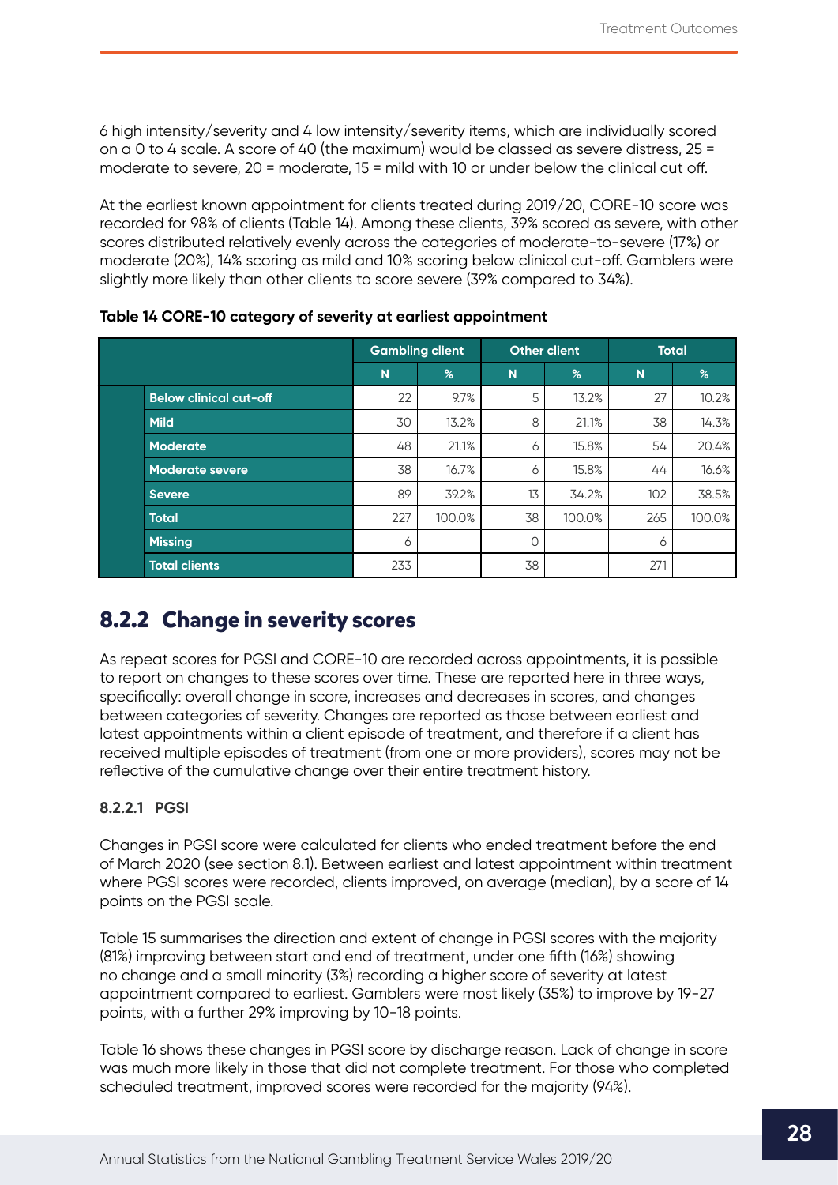6 high intensity/severity and 4 low intensity/severity items, which are individually scored on a 0 to 4 scale. A score of 40 (the maximum) would be classed as severe distress, 25 = moderate to severe, 20 = moderate, 15 = mild with 10 or under below the clinical cut off.

At the earliest known appointment for clients treated during 2019/20, CORE-10 score was recorded for 98% of clients (Table 14). Among these clients, 39% scored as severe, with other scores distributed relatively evenly across the categories of moderate-to-severe (17%) or moderate (20%), 14% scoring as mild and 10% scoring below clinical cut-off. Gamblers were slightly more likely than other clients to score severe (39% compared to 34%).

**Table 14 CORE-10 category of severity at earliest appointment**

| | Gambling client | | Other client | | Total | |
|---|---|---|---|---|---|---|
| | N | % | N | % | N | % |
| Below clinical cut-off | 22 | 9.7% | 5 | 13.2% | 27 | 10.2% |
| Mild | 30 | 13.2% | 8 | 21.1% | 38 | 14.3% |
| Moderate | 48 | 21.1% | 6 | 15.8% | 54 | 20.4% |
| Moderate severe | 38 | 16.7% | 6 | 15.8% | 44 | 16.6% |
| Severe | 89 | 39.2% | 13 | 34.2% | 102 | 38.5% |
| Total | 227 | 100.0% | 38 | 100.0% | 265 | 100.0% |
| Missing | 6 | | 0 | | 6 | |
| Total clients | 233 | | 38 | | 271 | |

## 8.2.2 Change in severity scores

As repeat scores for PGSI and CORE-10 are recorded across appointments, it is possible to report on changes to these scores over time. These are reported here in three ways, specifically: overall change in score, increases and decreases in scores, and changes between categories of severity. Changes are reported as those between earliest and latest appointments within a client episode of treatment, and therefore if a client has received multiple episodes of treatment (from one or more providers), scores may not be reflective of the cumulative change over their entire treatment history.

### 8.2.2.1 PGSI

Changes in PGSI score were calculated for clients who ended treatment before the end of March 2020 (see section 8.1). Between earliest and latest appointment within treatment where PGSI scores were recorded, clients improved, on average (median), by a score of 14 points on the PGSI scale.

Table 15 summarises the direction and extent of change in PGSI scores with the majority (81%) improving between start and end of treatment, under one fifth (16%) showing no change and a small minority (3%) recording a higher score of severity at latest appointment compared to earliest. Gamblers were most likely (35%) to improve by 19-27 points, with a further 29% improving by 10-18 points.

Table 16 shows these changes in PGSI score by discharge reason. Lack of change in score was much more likely in those that did not complete treatment. For those who completed scheduled treatment, improved scores were recorded for the majority (94%).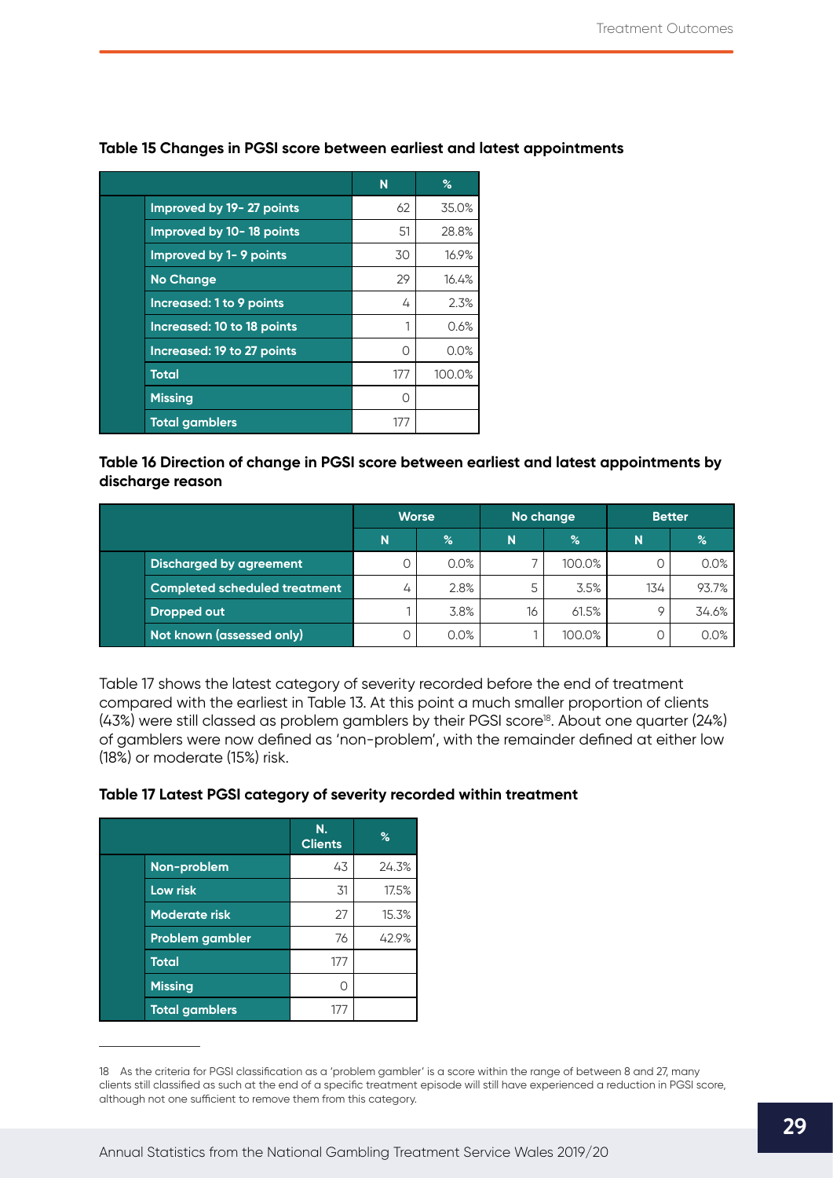**Table 15 Changes in PGSI score between earliest and latest appointments**

| | N | % |
|---|---|---|
| Improved by 19- 27 points | 62 | 35.0% |
| Improved by 10- 18 points | 51 | 28.8% |
| Improved by 1- 9 points | 30 | 16.9% |
| No Change | 29 | 16.4% |
| Increased: 1 to 9 points | 4 | 2.3% |
| Increased: 10 to 18 points | 1 | 0.6% |
| Increased: 19 to 27 points | 0 | 0.0% |
| Total | 177 | 100.0% |
| Missing | 0 | |
| Total gamblers | 177 | |

**Table 16 Direction of change in PGSI score between earliest and latest appointments by discharge reason**

| | Worse | | No change | | Better | |
|---|---|---|---|---|---|---|
| | N | % | N | % | N | % |
| Discharged by agreement | 0 | 0.0% | 7 | 100.0% | 0 | 0.0% |
| Completed scheduled treatment | 4 | 2.8% | 5 | 3.5% | 134 | 93.7% |
| Dropped out | 1 | 3.8% | 16 | 61.5% | 9 | 34.6% |
| Not known (assessed only) | 0 | 0.0% | 1 | 100.0% | 0 | 0.0% |

Table 17 shows the latest category of severity recorded before the end of treatment compared with the earliest in Table 13. At this point a much smaller proportion of clients (43%) were still classed as problem gamblers by their PGSI score[18]. About one quarter (24%) of gamblers were now defined as 'non-problem', with the remainder defined at either low (18%) or moderate (15%) risk.

**Table 17 Latest PGSI category of severity recorded within treatment**

| | N. Clients | % |
|---|---|---|
| Non-problem | 43 | 24.3% |
| Low risk | 31 | 17.5% |
| Moderate risk | 27 | 15.3% |
| Problem gambler | 76 | 42.9% |
| Total | 177 | |
| Missing | 0 | |
| Total gamblers | 177 | |

[18] As the criteria for PGSI classification as a 'problem gambler' is a score within the range of between 8 and 27, many clients still classified as such at the end of a specific treatment episode will still have experienced a reduction in PGSI score, although not one sufficient to remove them from this category.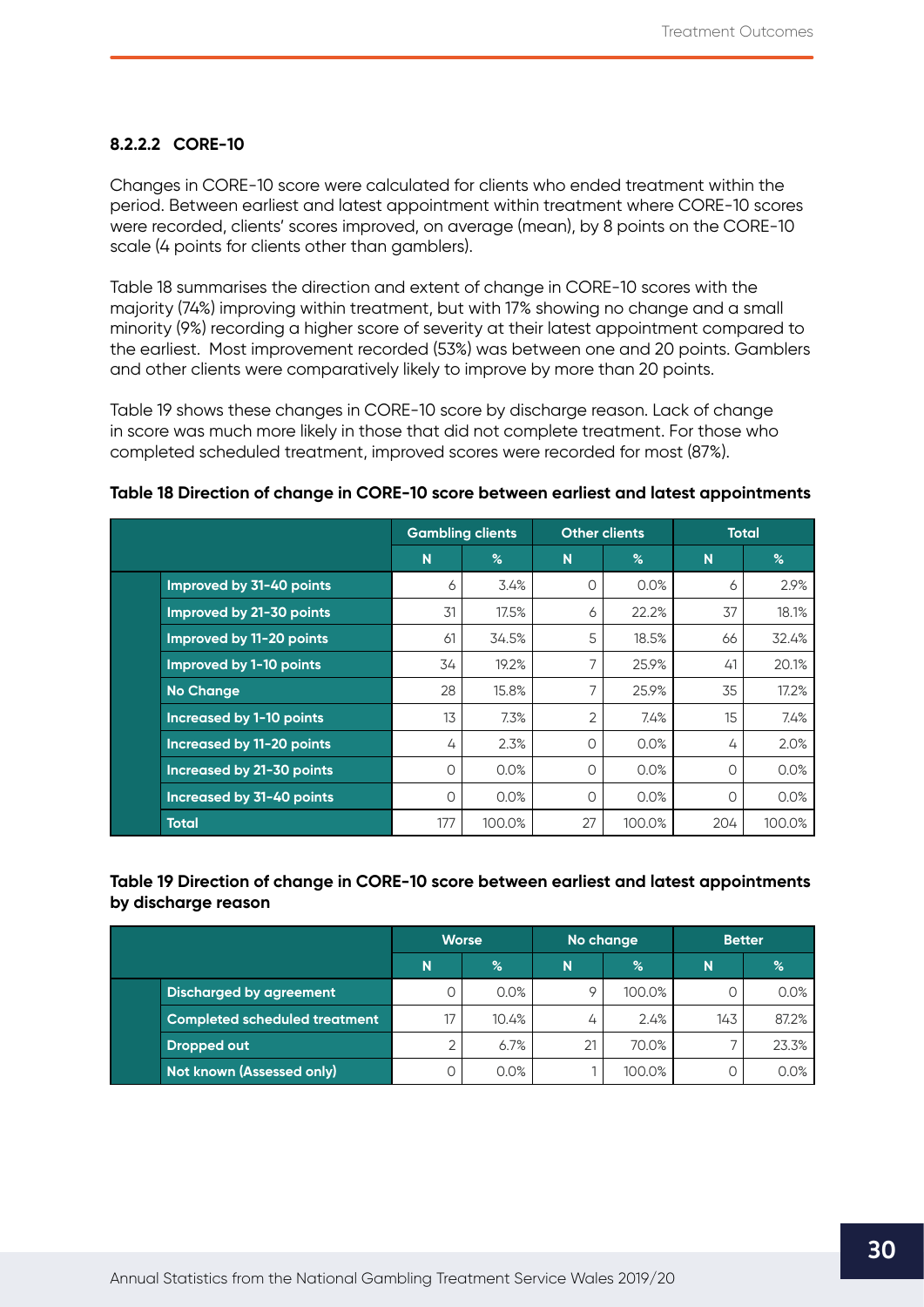#### 8.2.2.2 CORE-10

Changes in CORE-10 score were calculated for clients who ended treatment within the period. Between earliest and latest appointment within treatment where CORE-10 scores were recorded, clients' scores improved, on average (mean), by 8 points on the CORE-10 scale (4 points for clients other than gamblers).

Table 18 summarises the direction and extent of change in CORE-10 scores with the majority (74%) improving within treatment, but with 17% showing no change and a small minority (9%) recording a higher score of severity at their latest appointment compared to the earliest. Most improvement recorded (53%) was between one and 20 points. Gamblers and other clients were comparatively likely to improve by more than 20 points.

Table 19 shows these changes in CORE-10 score by discharge reason. Lack of change in score was much more likely in those that did not complete treatment. For those who completed scheduled treatment, improved scores were recorded for most (87%).

**Table 18 Direction of change in CORE-10 score between earliest and latest appointments**

| | Gambling clients | | Other clients | | Total | |
|---|---|---|---|---|---|---|
| | N | % | N | % | N | % |
| Improved by 31-40 points | 6 | 3.4% | 0 | 0.0% | 6 | 2.9% |
| Improved by 21-30 points | 31 | 17.5% | 6 | 22.2% | 37 | 18.1% |
| Improved by 11-20 points | 61 | 34.5% | 5 | 18.5% | 66 | 32.4% |
| Improved by 1-10 points | 34 | 19.2% | 7 | 25.9% | 41 | 20.1% |
| No Change | 28 | 15.8% | 7 | 25.9% | 35 | 17.2% |
| Increased by 1-10 points | 13 | 7.3% | 2 | 7.4% | 15 | 7.4% |
| Increased by 11-20 points | 4 | 2.3% | 0 | 0.0% | 4 | 2.0% |
| Increased by 21-30 points | 0 | 0.0% | 0 | 0.0% | 0 | 0.0% |
| Increased by 31-40 points | 0 | 0.0% | 0 | 0.0% | 0 | 0.0% |
| Total | 177 | 100.0% | 27 | 100.0% | 204 | 100.0% |

**Table 19 Direction of change in CORE-10 score between earliest and latest appointments by discharge reason**

| | Worse | | No change | | Better | |
|---|---|---|---|---|---|---|
| | N | % | N | % | N | % |
| Discharged by agreement | 0 | 0.0% | 9 | 100.0% | 0 | 0.0% |
| Completed scheduled treatment | 17 | 10.4% | 4 | 2.4% | 143 | 87.2% |
| Dropped out | 2 | 6.7% | 21 | 70.0% | 7 | 23.3% |
| Not known (Assessed only) | 0 | 0.0% | 1 | 100.0% | 0 | 0.0% |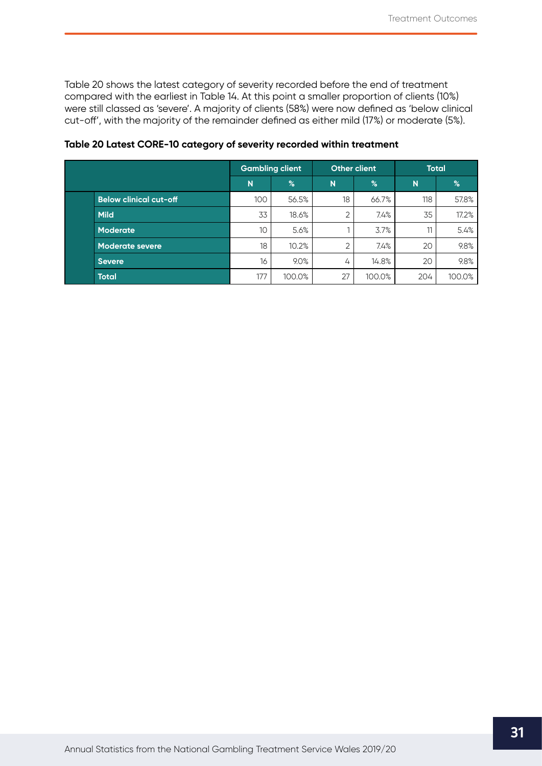Table 20 shows the latest category of severity recorded before the end of treatment compared with the earliest in Table 14. At this point a smaller proportion of clients (10%) were still classed as 'severe'. A majority of clients (58%) were now defined as 'below clinical cut-off', with the majority of the remainder defined as either mild (17%) or moderate (5%).

**Table 20 Latest CORE-10 category of severity recorded within treatment**

| | Gambling client | | Other client | | Total | |
|---|---|---|---|---|---|---|
| | N | % | N | % | N | % |
| **Below clinical cut-off** | 100 | 56.5% | 18 | 66.7% | 118 | 57.8% |
| **Mild** | 33 | 18.6% | 2 | 7.4% | 35 | 17.2% |
| **Moderate** | 10 | 5.6% | 1 | 3.7% | 11 | 5.4% |
| **Moderate severe** | 18 | 10.2% | 2 | 7.4% | 20 | 9.8% |
| **Severe** | 16 | 9.0% | 4 | 14.8% | 20 | 9.8% |
| **Total** | 177 | 100.0% | 27 | 100.0% | 204 | 100.0% |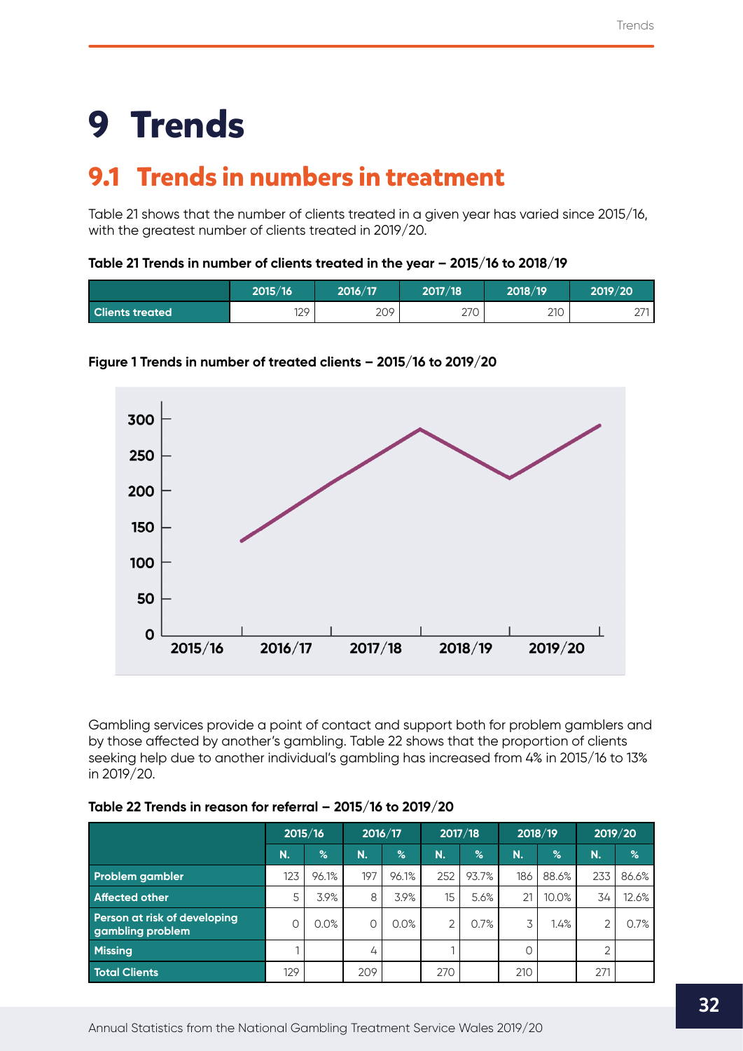# 9 Trends

## 9.1 Trends in numbers in treatment

Table 21 shows that the number of clients treated in a given year has varied since 2015/16, with the greatest number of clients treated in 2019/20.

**Table 21 Trends in number of clients treated in the year – 2015/16 to 2018/19**

| | 2015/16 | 2016/17 | 2017/18 | 2018/19 | 2019/20 |
|---|---|---|---|---|---|
| Clients treated | 129 | 209 | 270 | 210 | 271 |

**Figure 1 Trends in number of treated clients – 2015/16 to 2019/20**

Gambling services provide a point of contact and support both for problem gamblers and by those affected by another's gambling. Table 22 shows that the proportion of clients seeking help due to another individual's gambling has increased from 4% in 2015/16 to 13% in 2019/20.

**Table 22 Trends in reason for referral – 2015/16 to 2019/20**

| | 2015/16 | | 2016/17 | | 2017/18 | | 2018/19 | | 2019/20 | |
|---|---|---|---|---|---|---|---|---|---|---|
| | N. | % | N. | % | N. | % | N. | % | N. | % |
| Problem gambler | 123 | 96.1% | 197 | 96.1% | 252 | 93.7% | 186 | 88.6% | 233 | 86.6% |
| Affected other | 5 | 3.9% | 8 | 3.9% | 15 | 5.6% | 21 | 10.0% | 34 | 12.6% |
| Person at risk of developing gambling problem | 0 | 0.0% | 0 | 0.0% | 2 | 0.7% | 3 | 1.4% | 2 | 0.7% |
| Missing | 1 | | 4 | | 1 | | 0 | | 2 | |
| Total Clients | 129 | | 209 | | 270 | | 210 | | 271 | |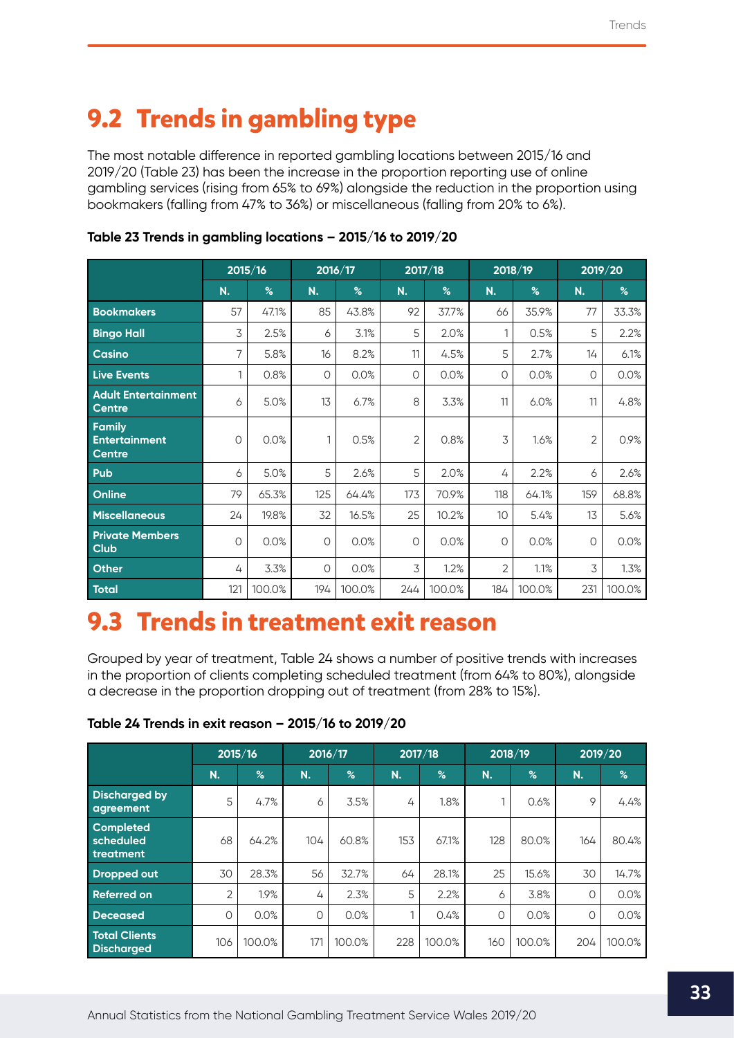## 9.2 Trends in gambling type

The most notable difference in reported gambling locations between 2015/16 and 2019/20 (Table 23) has been the increase in the proportion reporting use of online gambling services (rising from 65% to 69%) alongside the reduction in the proportion using bookmakers (falling from 47% to 36%) or miscellaneous (falling from 20% to 6%).

**Table 23 Trends in gambling locations – 2015/16 to 2019/20**

| | 2015/16 | | 2016/17 | | 2017/18 | | 2018/19 | | 2019/20 | |
|---|---|---|---|---|---|---|---|---|---|---|
| | N. | % | N. | % | N. | % | N. | % | N. | % |
| **Bookmakers** | 57 | 47.1% | 85 | 43.8% | 92 | 37.7% | 66 | 35.9% | 77 | 33.3% |
| **Bingo Hall** | 3 | 2.5% | 6 | 3.1% | 5 | 2.0% | 1 | 0.5% | 5 | 2.2% |
| **Casino** | 7 | 5.8% | 16 | 8.2% | 11 | 4.5% | 5 | 2.7% | 14 | 6.1% |
| **Live Events** | 1 | 0.8% | 0 | 0.0% | 0 | 0.0% | 0 | 0.0% | 0 | 0.0% |
| **Adult Entertainment Centre** | 6 | 5.0% | 13 | 6.7% | 8 | 3.3% | 11 | 6.0% | 11 | 4.8% |
| **Family Entertainment Centre** | 0 | 0.0% | 1 | 0.5% | 2 | 0.8% | 3 | 1.6% | 2 | 0.9% |
| **Pub** | 6 | 5.0% | 5 | 2.6% | 5 | 2.0% | 4 | 2.2% | 6 | 2.6% |
| **Online** | 79 | 65.3% | 125 | 64.4% | 173 | 70.9% | 118 | 64.1% | 159 | 68.8% |
| **Miscellaneous** | 24 | 19.8% | 32 | 16.5% | 25 | 10.2% | 10 | 5.4% | 13 | 5.6% |
| **Private Members Club** | 0 | 0.0% | 0 | 0.0% | 0 | 0.0% | 0 | 0.0% | 0 | 0.0% |
| **Other** | 4 | 3.3% | 0 | 0.0% | 3 | 1.2% | 2 | 1.1% | 3 | 1.3% |
| **Total** | 121 | 100.0% | 194 | 100.0% | 244 | 100.0% | 184 | 100.0% | 231 | 100.0% |

## 9.3 Trends in treatment exit reason

Grouped by year of treatment, Table 24 shows a number of positive trends with increases in the proportion of clients completing scheduled treatment (from 64% to 80%), alongside a decrease in the proportion dropping out of treatment (from 28% to 15%).

**Table 24 Trends in exit reason – 2015/16 to 2019/20**

| | 2015/16 | | 2016/17 | | 2017/18 | | 2018/19 | | 2019/20 | |
|---|---|---|---|---|---|---|---|---|---|---|
| | N. | % | N. | % | N. | % | N. | % | N. | % |
| **Discharged by agreement** | 5 | 4.7% | 6 | 3.5% | 4 | 1.8% | 1 | 0.6% | 9 | 4.4% |
| **Completed scheduled treatment** | 68 | 64.2% | 104 | 60.8% | 153 | 67.1% | 128 | 80.0% | 164 | 80.4% |
| **Dropped out** | 30 | 28.3% | 56 | 32.7% | 64 | 28.1% | 25 | 15.6% | 30 | 14.7% |
| **Referred on** | 2 | 1.9% | 4 | 2.3% | 5 | 2.2% | 6 | 3.8% | 0 | 0.0% |
| **Deceased** | 0 | 0.0% | 0 | 0.0% | 1 | 0.4% | 0 | 0.0% | 0 | 0.0% |
| **Total Clients Discharged** | 106 | 100.0% | 171 | 100.0% | 228 | 100.0% | 160 | 100.0% | 204 | 100.0% |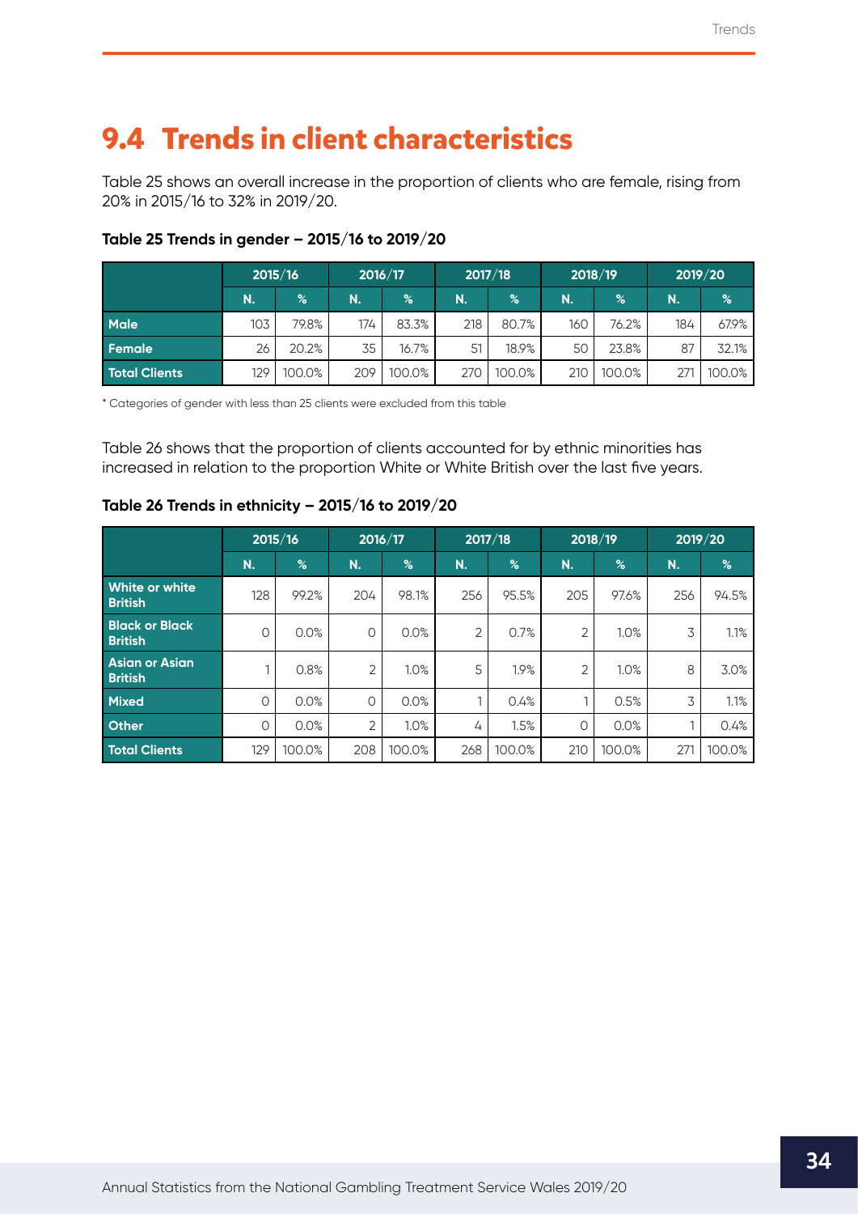## 9.4 Trends in client characteristics

Table 25 shows an overall increase in the proportion of clients who are female, rising from 20% in 2015/16 to 32% in 2019/20.

**Table 25 Trends in gender – 2015/16 to 2019/20**

| | 2015/16 | | 2016/17 | | 2017/18 | | 2018/19 | | 2019/20 | |
|---|---|---|---|---|---|---|---|---|---|---|
| | N. | % | N. | % | N. | % | N. | % | N. | % |
| Male | 103 | 79.8% | 174 | 83.3% | 218 | 80.7% | 160 | 76.2% | 184 | 67.9% |
| Female | 26 | 20.2% | 35 | 16.7% | 51 | 18.9% | 50 | 23.8% | 87 | 32.1% |
| Total Clients | 129 | 100.0% | 209 | 100.0% | 270 | 100.0% | 210 | 100.0% | 271 | 100.0% |

* Categories of gender with less than 25 clients were excluded from this table

Table 26 shows that the proportion of clients accounted for by ethnic minorities has increased in relation to the proportion White or White British over the last five years.

**Table 26 Trends in ethnicity – 2015/16 to 2019/20**

| | 2015/16 | | 2016/17 | | 2017/18 | | 2018/19 | | 2019/20 | |
|---|---|---|---|---|---|---|---|---|---|---|
| | N. | % | N. | % | N. | % | N. | % | N. | % |
| White or white British | 128 | 99.2% | 204 | 98.1% | 256 | 95.5% | 205 | 97.6% | 256 | 94.5% |
| Black or Black British | 0 | 0.0% | 0 | 0.0% | 2 | 0.7% | 2 | 1.0% | 3 | 1.1% |
| Asian or Asian British | 1 | 0.8% | 2 | 1.0% | 5 | 1.9% | 2 | 1.0% | 8 | 3.0% |
| Mixed | 0 | 0.0% | 0 | 0.0% | 1 | 0.4% | 1 | 0.5% | 3 | 1.1% |
| Other | 0 | 0.0% | 2 | 1.0% | 4 | 1.5% | 0 | 0.0% | 1 | 0.4% |
| Total Clients | 129 | 100.0% | 208 | 100.0% | 268 | 100.0% | 210 | 100.0% | 271 | 100.0% |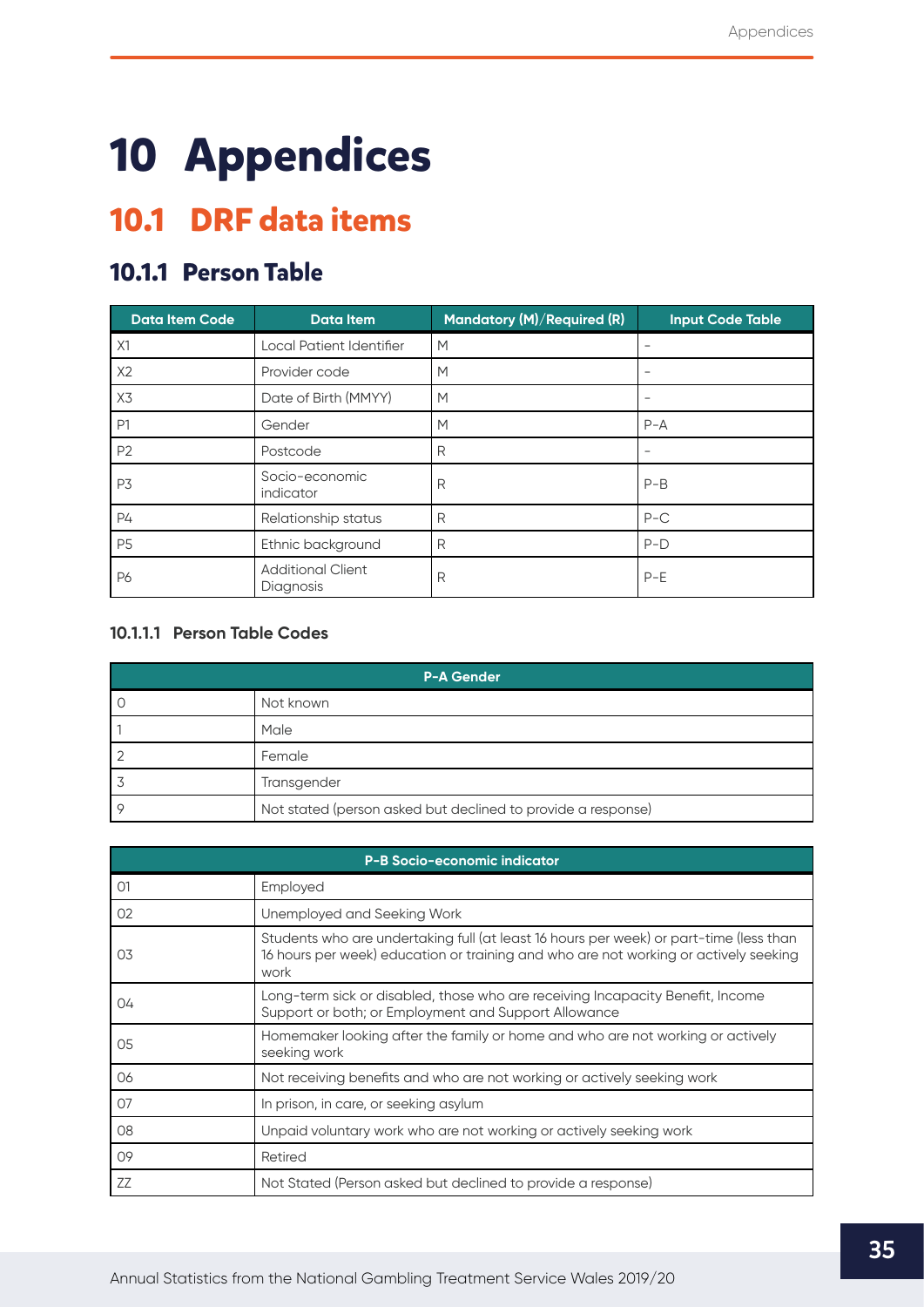# 10 Appendices

## 10.1 DRF data items

### 10.1.1 Person Table

| Data Item Code | Data Item | Mandatory (M)/Required (R) | Input Code Table |
|---|---|---|---|
| X1 | Local Patient Identifier | M | – |
| X2 | Provider code | M | – |
| X3 | Date of Birth (MMYY) | M | – |
| P1 | Gender | M | P-A |
| P2 | Postcode | R | – |
| P3 | Socio-economic indicator | R | P-B |
| P4 | Relationship status | R | P-C |
| P5 | Ethnic background | R | P-D |
| P6 | Additional Client Diagnosis | R | P-E |

#### 10.1.1.1 Person Table Codes

| P-A Gender | |
|---|---|
| 0 | Not known |
| 1 | Male |
| 2 | Female |
| 3 | Transgender |
| 9 | Not stated (person asked but declined to provide a response) |

| P-B Socio-economic indicator | |
|---|---|
| 01 | Employed |
| 02 | Unemployed and Seeking Work |
| 03 | Students who are undertaking full (at least 16 hours per week) or part-time (less than 16 hours per week) education or training and who are not working or actively seeking work |
| 04 | Long-term sick or disabled, those who are receiving Incapacity Benefit, Income Support or both; or Employment and Support Allowance |
| 05 | Homemaker looking after the family or home and who are not working or actively seeking work |
| 06 | Not receiving benefits and who are not working or actively seeking work |
| 07 | In prison, in care, or seeking asylum |
| 08 | Unpaid voluntary work who are not working or actively seeking work |
| 09 | Retired |
| ZZ | Not Stated (Person asked but declined to provide a response) |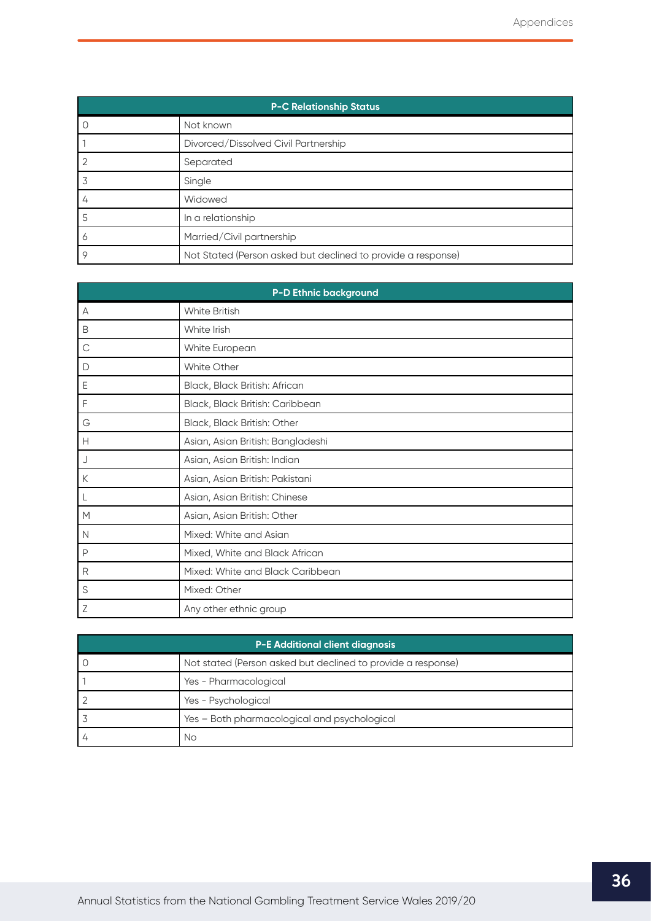| P-C Relationship Status | |
|---|---|
| 0 | Not known |
| 1 | Divorced/Dissolved Civil Partnership |
| 2 | Separated |
| 3 | Single |
| 4 | Widowed |
| 5 | In a relationship |
| 6 | Married/Civil partnership |
| 9 | Not Stated (Person asked but declined to provide a response) |

| P-D Ethnic background | |
|---|---|
| A | White British |
| B | White Irish |
| C | White European |
| D | White Other |
| E | Black, Black British: African |
| F | Black, Black British: Caribbean |
| G | Black, Black British: Other |
| H | Asian, Asian British: Bangladeshi |
| J | Asian, Asian British: Indian |
| K | Asian, Asian British: Pakistani |
| L | Asian, Asian British: Chinese |
| M | Asian, Asian British: Other |
| N | Mixed: White and Asian |
| P | Mixed, White and Black African |
| R | Mixed: White and Black Caribbean |
| S | Mixed: Other |
| Z | Any other ethnic group |

| P-E Additional client diagnosis | |
|---|---|
| 0 | Not stated (Person asked but declined to provide a response) |
| 1 | Yes - Pharmacological |
| 2 | Yes - Psychological |
| 3 | Yes – Both pharmacological and psychological |
| 4 | No |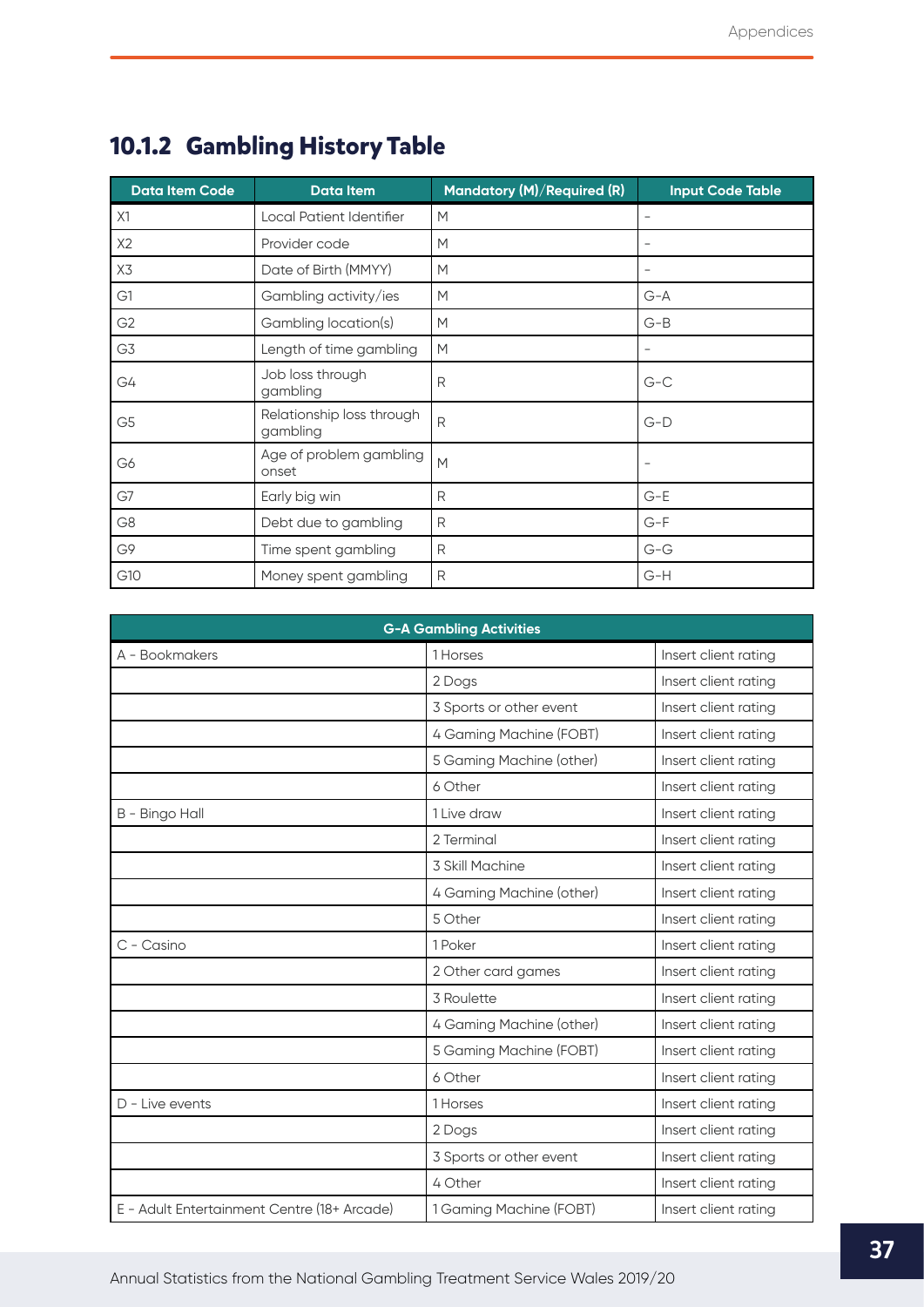## 10.1.2 Gambling History Table

| Data Item Code | Data Item | Mandatory (M)/Required (R) | Input Code Table |
|---|---|---|---|
| X1 | Local Patient Identifier | M | – |
| X2 | Provider code | M | – |
| X3 | Date of Birth (MMYY) | M | – |
| G1 | Gambling activity/ies | M | G-A |
| G2 | Gambling location(s) | M | G-B |
| G3 | Length of time gambling | M | – |
| G4 | Job loss through gambling | R | G-C |
| G5 | Relationship loss through gambling | R | G-D |
| G6 | Age of problem gambling onset | M | – |
| G7 | Early big win | R | G-E |
| G8 | Debt due to gambling | R | G-F |
| G9 | Time spent gambling | R | G-G |
| G10 | Money spent gambling | R | G-H |

| G-A Gambling Activities | | |
|---|---|---|
| A - Bookmakers | 1 Horses | Insert client rating |
| | 2 Dogs | Insert client rating |
| | 3 Sports or other event | Insert client rating |
| | 4 Gaming Machine (FOBT) | Insert client rating |
| | 5 Gaming Machine (other) | Insert client rating |
| | 6 Other | Insert client rating |
| B - Bingo Hall | 1 Live draw | Insert client rating |
| | 2 Terminal | Insert client rating |
| | 3 Skill Machine | Insert client rating |
| | 4 Gaming Machine (other) | Insert client rating |
| | 5 Other | Insert client rating |
| C - Casino | 1 Poker | Insert client rating |
| | 2 Other card games | Insert client rating |
| | 3 Roulette | Insert client rating |
| | 4 Gaming Machine (other) | Insert client rating |
| | 5 Gaming Machine (FOBT) | Insert client rating |
| | 6 Other | Insert client rating |
| D - Live events | 1 Horses | Insert client rating |
| | 2 Dogs | Insert client rating |
| | 3 Sports or other event | Insert client rating |
| | 4 Other | Insert client rating |
| E - Adult Entertainment Centre (18+ Arcade) | 1 Gaming Machine (FOBT) | Insert client rating |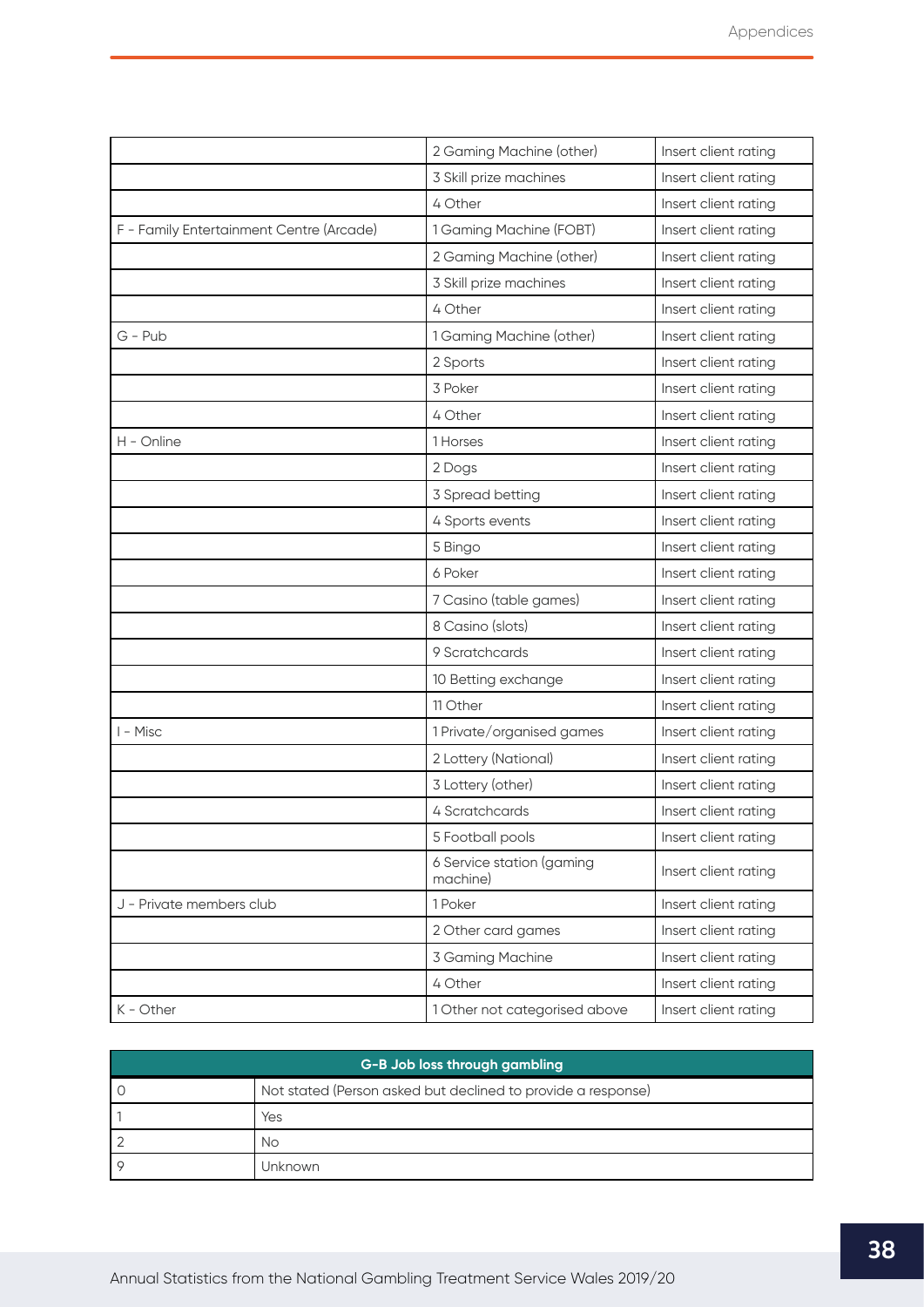| | | |
|---|---|---|
| | 2 Gaming Machine (other) | Insert client rating |
| | 3 Skill prize machines | Insert client rating |
| | 4 Other | Insert client rating |
| F - Family Entertainment Centre (Arcade) | 1 Gaming Machine (FOBT) | Insert client rating |
| | 2 Gaming Machine (other) | Insert client rating |
| | 3 Skill prize machines | Insert client rating |
| | 4 Other | Insert client rating |
| G - Pub | 1 Gaming Machine (other) | Insert client rating |
| | 2 Sports | Insert client rating |
| | 3 Poker | Insert client rating |
| | 4 Other | Insert client rating |
| H - Online | 1 Horses | Insert client rating |
| | 2 Dogs | Insert client rating |
| | 3 Spread betting | Insert client rating |
| | 4 Sports events | Insert client rating |
| | 5 Bingo | Insert client rating |
| | 6 Poker | Insert client rating |
| | 7 Casino (table games) | Insert client rating |
| | 8 Casino (slots) | Insert client rating |
| | 9 Scratchcards | Insert client rating |
| | 10 Betting exchange | Insert client rating |
| | 11 Other | Insert client rating |
| I - Misc | 1 Private/organised games | Insert client rating |
| | 2 Lottery (National) | Insert client rating |
| | 3 Lottery (other) | Insert client rating |
| | 4 Scratchcards | Insert client rating |
| | 5 Football pools | Insert client rating |
| | 6 Service station (gaming machine) | Insert client rating |
| J - Private members club | 1 Poker | Insert client rating |
| | 2 Other card games | Insert client rating |
| | 3 Gaming Machine | Insert client rating |
| | 4 Other | Insert client rating |
| K - Other | 1 Other not categorised above | Insert client rating |

| G-B Job loss through gambling | |
|---|---|
| 0 | Not stated (Person asked but declined to provide a response) |
| 1 | Yes |
| 2 | No |
| 9 | Unknown |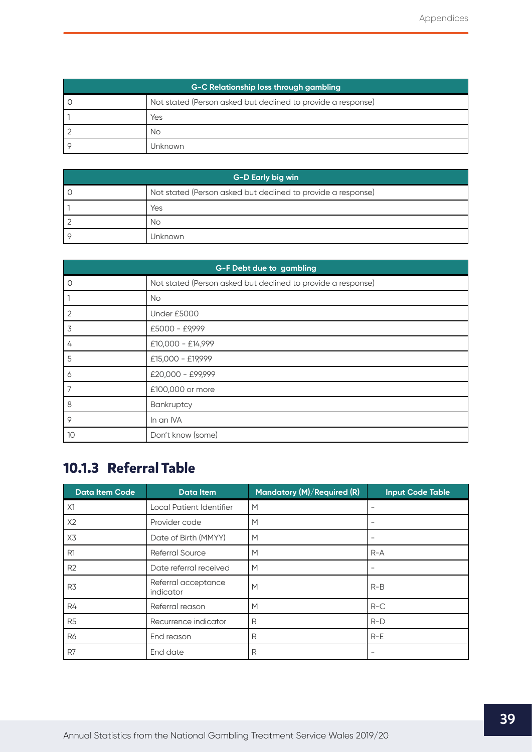| G-C Relationship loss through gambling | |
|---|---|
| 0 | Not stated (Person asked but declined to provide a response) |
| 1 | Yes |
| 2 | No |
| 9 | Unknown |

| G-D Early big win | |
|---|---|
| 0 | Not stated (Person asked but declined to provide a response) |
| 1 | Yes |
| 2 | No |
| 9 | Unknown |

| G-F Debt due to gambling | |
|---|---|
| 0 | Not stated (Person asked but declined to provide a response) |
| 1 | No |
| 2 | Under £5000 |
| 3 | £5000 - £9,999 |
| 4 | £10,000 - £14,999 |
| 5 | £15,000 - £19,999 |
| 6 | £20,000 - £99,999 |
| 7 | £100,000 or more |
| 8 | Bankruptcy |
| 9 | In an IVA |
| 10 | Don't know (some) |

### 10.1.3 Referral Table

| Data Item Code | Data Item | Mandatory (M)/Required (R) | Input Code Table |
|---|---|---|---|
| X1 | Local Patient Identifier | M | - |
| X2 | Provider code | M | - |
| X3 | Date of Birth (MMYY) | M | - |
| R1 | Referral Source | M | R-A |
| R2 | Date referral received | M | - |
| R3 | Referral acceptance indicator | M | R-B |
| R4 | Referral reason | M | R-C |
| R5 | Recurrence indicator | R | R-D |
| R6 | End reason | R | R-E |
| R7 | End date | R | - |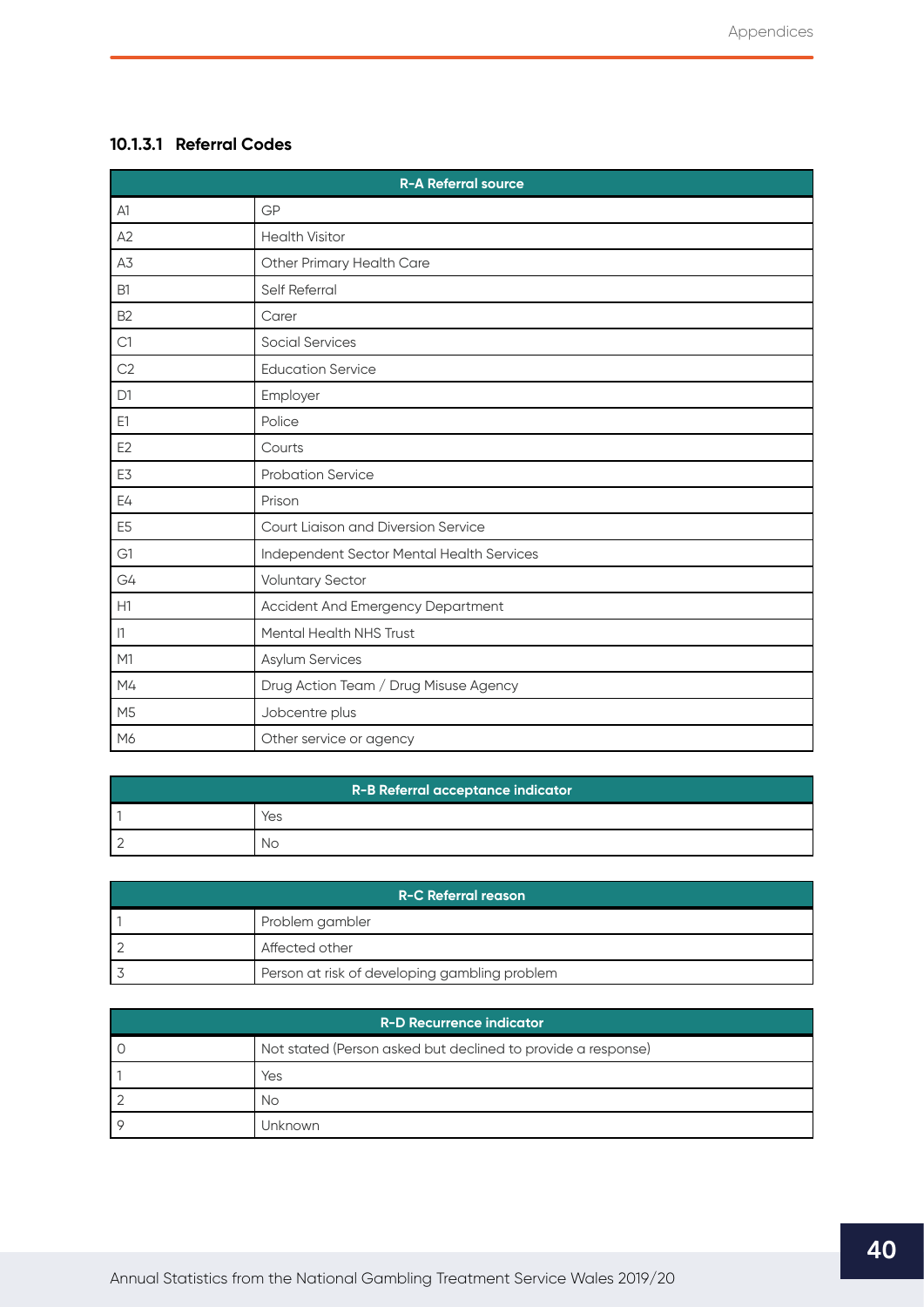### 10.1.3.1 Referral Codes

| R-A Referral source | |
|---|---|
| A1 | GP |
| A2 | Health Visitor |
| A3 | Other Primary Health Care |
| B1 | Self Referral |
| B2 | Carer |
| C1 | Social Services |
| C2 | Education Service |
| D1 | Employer |
| E1 | Police |
| E2 | Courts |
| E3 | Probation Service |
| E4 | Prison |
| E5 | Court Liaison and Diversion Service |
| G1 | Independent Sector Mental Health Services |
| G4 | Voluntary Sector |
| H1 | Accident And Emergency Department |
| I1 | Mental Health NHS Trust |
| M1 | Asylum Services |
| M4 | Drug Action Team / Drug Misuse Agency |
| M5 | Jobcentre plus |
| M6 | Other service or agency |

| R-B Referral acceptance indicator | |
|---|---|
| 1 | Yes |
| 2 | No |

| R-C Referral reason | |
|---|---|
| 1 | Problem gambler |
| 2 | Affected other |
| 3 | Person at risk of developing gambling problem |

| R-D Recurrence indicator | |
|---|---|
| 0 | Not stated (Person asked but declined to provide a response) |
| 1 | Yes |
| 2 | No |
| 9 | Unknown |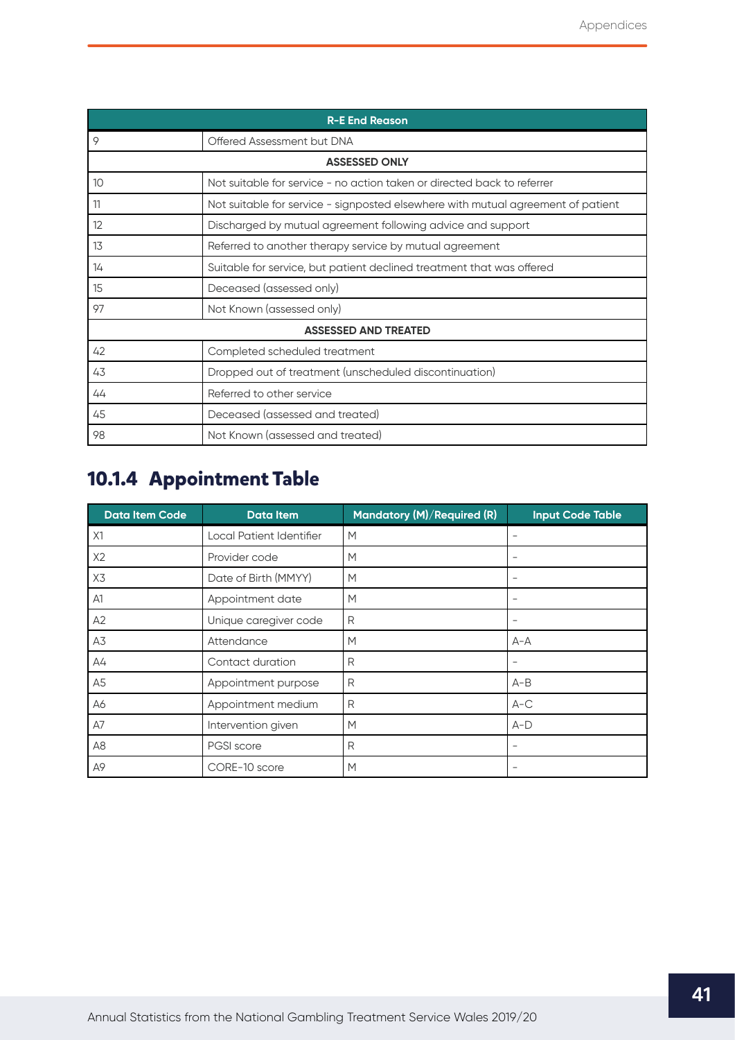| R-E End Reason | |
|---|---|
| 9 | Offered Assessment but DNA |
| **ASSESSED ONLY** | |
| 10 | Not suitable for service - no action taken or directed back to referrer |
| 11 | Not suitable for service - signposted elsewhere with mutual agreement of patient |
| 12 | Discharged by mutual agreement following advice and support |
| 13 | Referred to another therapy service by mutual agreement |
| 14 | Suitable for service, but patient declined treatment that was offered |
| 15 | Deceased (assessed only) |
| 97 | Not Known (assessed only) |
| **ASSESSED AND TREATED** | |
| 42 | Completed scheduled treatment |
| 43 | Dropped out of treatment (unscheduled discontinuation) |
| 44 | Referred to other service |
| 45 | Deceased (assessed and treated) |
| 98 | Not Known (assessed and treated) |

## 10.1.4 Appointment Table

| Data Item Code | Data Item | Mandatory (M)/Required (R) | Input Code Table |
|---|---|---|---|
| X1 | Local Patient Identifier | M | - |
| X2 | Provider code | M | - |
| X3 | Date of Birth (MMYY) | M | - |
| A1 | Appointment date | M | - |
| A2 | Unique caregiver code | R | - |
| A3 | Attendance | M | A-A |
| A4 | Contact duration | R | - |
| A5 | Appointment purpose | R | A-B |
| A6 | Appointment medium | R | A-C |
| A7 | Intervention given | M | A-D |
| A8 | PGSI score | R | - |
| A9 | CORE-10 score | M | - |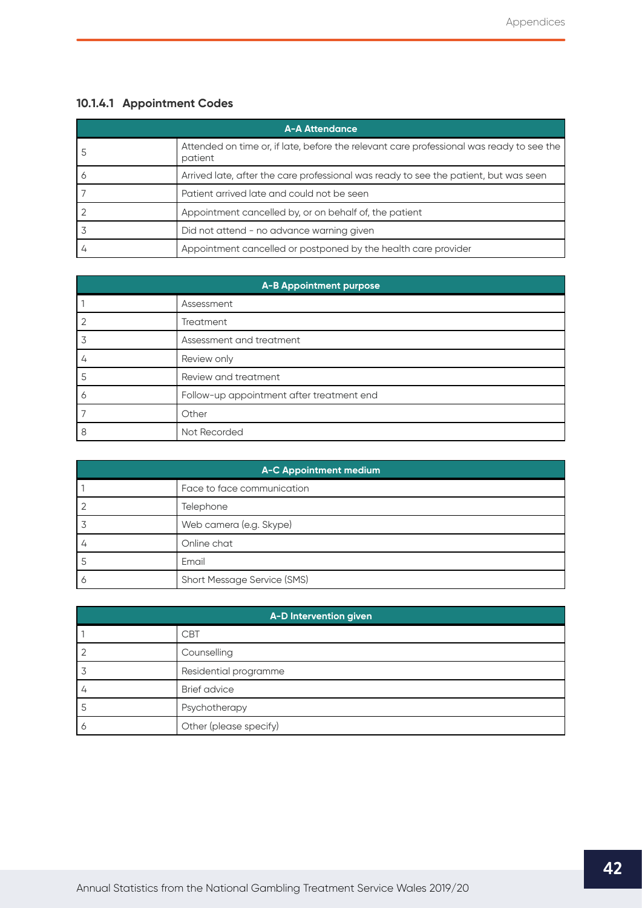#### 10.1.4.1 Appointment Codes

| A-A Attendance | |
|---|---|
| 5 | Attended on time or, if late, before the relevant care professional was ready to see the patient |
| 6 | Arrived late, after the care professional was ready to see the patient, but was seen |
| 7 | Patient arrived late and could not be seen |
| 2 | Appointment cancelled by, or on behalf of, the patient |
| 3 | Did not attend - no advance warning given |
| 4 | Appointment cancelled or postponed by the health care provider |

| A-B Appointment purpose | |
|---|---|
| 1 | Assessment |
| 2 | Treatment |
| 3 | Assessment and treatment |
| 4 | Review only |
| 5 | Review and treatment |
| 6 | Follow-up appointment after treatment end |
| 7 | Other |
| 8 | Not Recorded |

| A-C Appointment medium | |
|---|---|
| 1 | Face to face communication |
| 2 | Telephone |
| 3 | Web camera (e.g. Skype) |
| 4 | Online chat |
| 5 | Email |
| 6 | Short Message Service (SMS) |

| A-D Intervention given | |
|---|---|
| 1 | CBT |
| 2 | Counselling |
| 3 | Residential programme |
| 4 | Brief advice |
| 5 | Psychotherapy |
| 6 | Other (please specify) |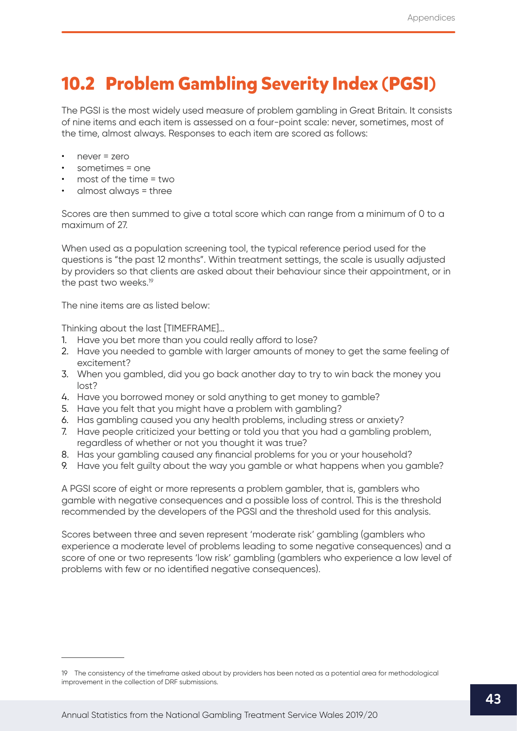## 10.2 Problem Gambling Severity Index (PGSI)

The PGSI is the most widely used measure of problem gambling in Great Britain. It consists of nine items and each item is assessed on a four-point scale: never, sometimes, most of the time, almost always. Responses to each item are scored as follows:

- never = zero
- sometimes = one
- most of the time = two
- almost always = three

Scores are then summed to give a total score which can range from a minimum of 0 to a maximum of 27.

When used as a population screening tool, the typical reference period used for the questions is "the past 12 months". Within treatment settings, the scale is usually adjusted by providers so that clients are asked about their behaviour since their appointment, or in the past two weeks.[19]

The nine items are as listed below:

Thinking about the last [TIMEFRAME]...

1. Have you bet more than you could really afford to lose?
2. Have you needed to gamble with larger amounts of money to get the same feeling of excitement?
3. When you gambled, did you go back another day to try to win back the money you lost?
4. Have you borrowed money or sold anything to get money to gamble?
5. Have you felt that you might have a problem with gambling?
6. Has gambling caused you any health problems, including stress or anxiety?
7. Have people criticized your betting or told you that you had a gambling problem, regardless of whether or not you thought it was true?
8. Has your gambling caused any financial problems for you or your household?
9. Have you felt guilty about the way you gamble or what happens when you gamble?

A PGSI score of eight or more represents a problem gambler, that is, gamblers who gamble with negative consequences and a possible loss of control. This is the threshold recommended by the developers of the PGSI and the threshold used for this analysis.

Scores between three and seven represent 'moderate risk' gambling (gamblers who experience a moderate level of problems leading to some negative consequences) and a score of one or two represents 'low risk' gambling (gamblers who experience a low level of problems with few or no identified negative consequences).

---

19 The consistency of the timeframe asked about by providers has been noted as a potential area for methodological improvement in the collection of DRF submissions.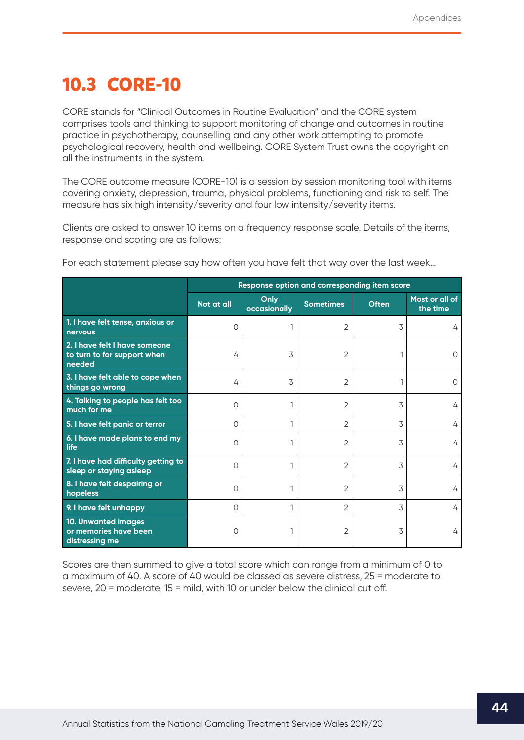## 10.3 CORE-10

CORE stands for "Clinical Outcomes in Routine Evaluation" and the CORE system comprises tools and thinking to support monitoring of change and outcomes in routine practice in psychotherapy, counselling and any other work attempting to promote psychological recovery, health and wellbeing. CORE System Trust owns the copyright on all the instruments in the system.

The CORE outcome measure (CORE-10) is a session by session monitoring tool with items covering anxiety, depression, trauma, physical problems, functioning and risk to self. The measure has six high intensity/severity and four low intensity/severity items.

Clients are asked to answer 10 items on a frequency response scale. Details of the items, response and scoring are as follows:

For each statement please say how often you have felt that way over the last week...

| | Response option and corresponding item score | | | | |
|---|---|---|---|---|---|
| | **Not at all** | **Only occasionally** | **Sometimes** | **Often** | **Most or all of the time** |
| **1. I have felt tense, anxious or nervous** | 0 | 1 | 2 | 3 | 4 |
| **2. I have felt I have someone to turn to for support when needed** | 4 | 3 | 2 | 1 | 0 |
| **3. I have felt able to cope when things go wrong** | 4 | 3 | 2 | 1 | 0 |
| **4. Talking to people has felt too much for me** | 0 | 1 | 2 | 3 | 4 |
| **5. I have felt panic or terror** | 0 | 1 | 2 | 3 | 4 |
| **6. I have made plans to end my life** | 0 | 1 | 2 | 3 | 4 |
| **7. I have had difficulty getting to sleep or staying asleep** | 0 | 1 | 2 | 3 | 4 |
| **8. I have felt despairing or hopeless** | 0 | 1 | 2 | 3 | 4 |
| **9. I have felt unhappy** | 0 | 1 | 2 | 3 | 4 |
| **10. Unwanted images or memories have been distressing me** | 0 | 1 | 2 | 3 | 4 |

Scores are then summed to give a total score which can range from a minimum of 0 to a maximum of 40. A score of 40 would be classed as severe distress, 25 = moderate to severe, 20 = moderate, 15 = mild, with 10 or under below the clinical cut off.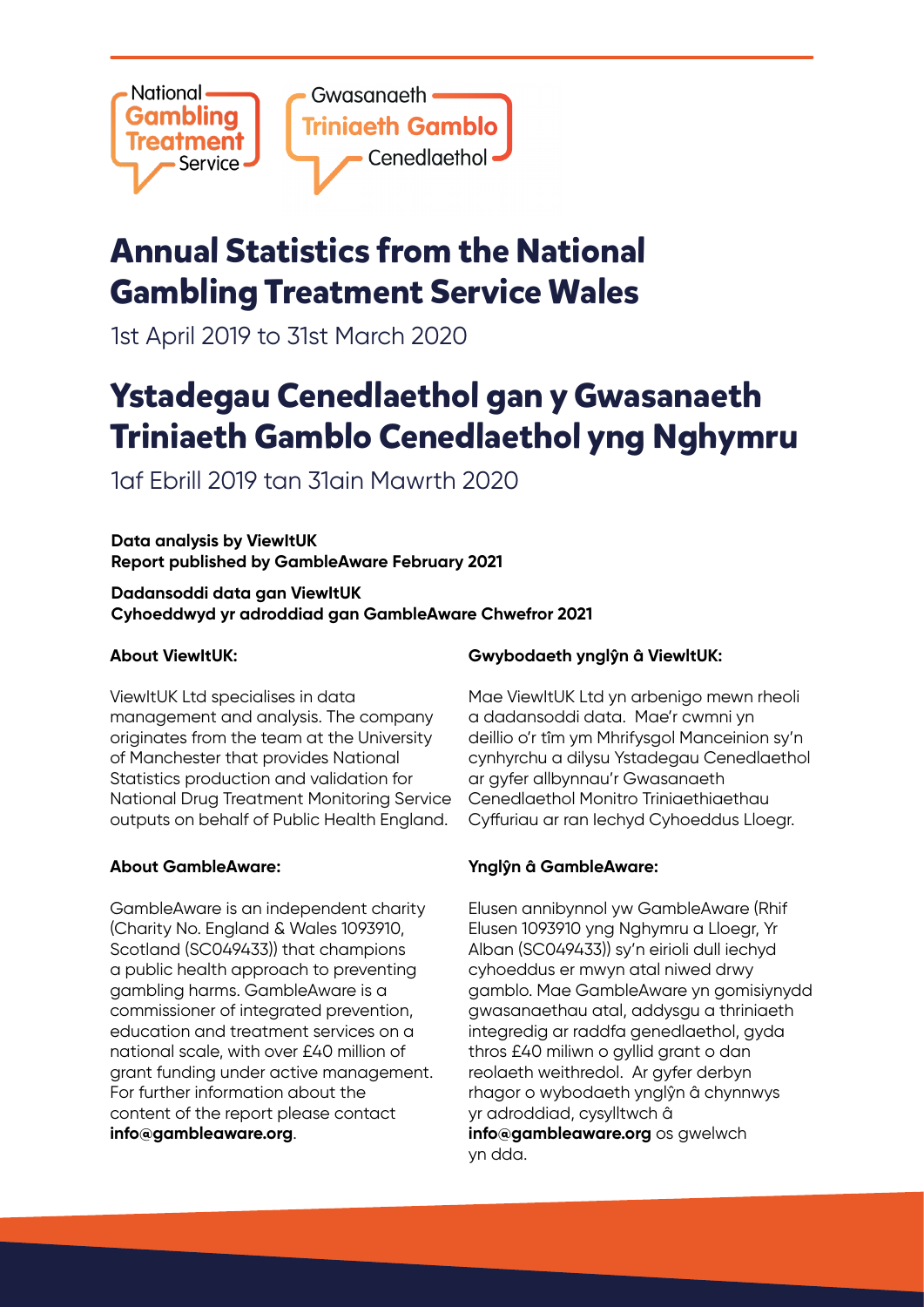National Gambling Treatment Service

Gwasanaeth Triniaeth Gamblo Cenedlaethol

# Annual Statistics from the National Gambling Treatment Service Wales

1st April 2019 to 31st March 2020

# Ystadegau Cenedlaethol gan y Gwasanaeth Triniaeth Gamblo Cenedlaethol yng Nghymru

1af Ebrill 2019 tan 31ain Mawrth 2020

**Data analysis by ViewItUK**
**Report published by GambleAware February 2021**

**Dadansoddi data gan ViewItUK**
**Cyhoeddwyd yr adroddiad gan GambleAware Chwefror 2021**

**About ViewItUK:**

ViewItUK Ltd specialises in data management and analysis. The company originates from the team at the University of Manchester that provides National Statistics production and validation for National Drug Treatment Monitoring Service outputs on behalf of Public Health England.

**About GambleAware:**

GambleAware is an independent charity (Charity No. England & Wales 1093910, Scotland (SC049433)) that champions a public health approach to preventing gambling harms. GambleAware is a commissioner of integrated prevention, education and treatment services on a national scale, with over £40 million of grant funding under active management. For further information about the content of the report please contact **info@gambleaware.org**.

**Gwybodaeth ynglŷn â ViewItUK:**

Mae ViewItUK Ltd yn arbenigo mewn rheoli a dadansoddi data. Mae'r cwmni yn deillio o'r tîm ym Mhrifysgol Manceinion sy'n cynhyrchu a dilysu Ystadegau Cenedlaethol ar gyfer allbynnau'r Gwasanaeth Cenedlaethol Monitro Triniaethiaethau Cyffuriau ar ran Iechyd Cyhoeddus Lloegr.

**Ynglŷn â GambleAware:**

Elusen annibynnol yw GambleAware (Rhif Elusen 1093910 yng Nghymru a Lloegr, Yr Alban (SC049433)) sy'n eirioli dull iechyd cyhoeddus er mwyn atal niwed drwy gamblo. Mae GambleAware yn gomisiynydd gwasanaethau atal, addysgu a thriniaeth integredig ar raddfa genedlaethol, gyda thros £40 miliwn o gyllid grant o dan reolaeth weithredol. Ar gyfer derbyn rhagor o wybodaeth ynglŷn â chynnwys yr adroddiad, cysylltwch â **info@gambleaware.org** os gwelwch yn dda.